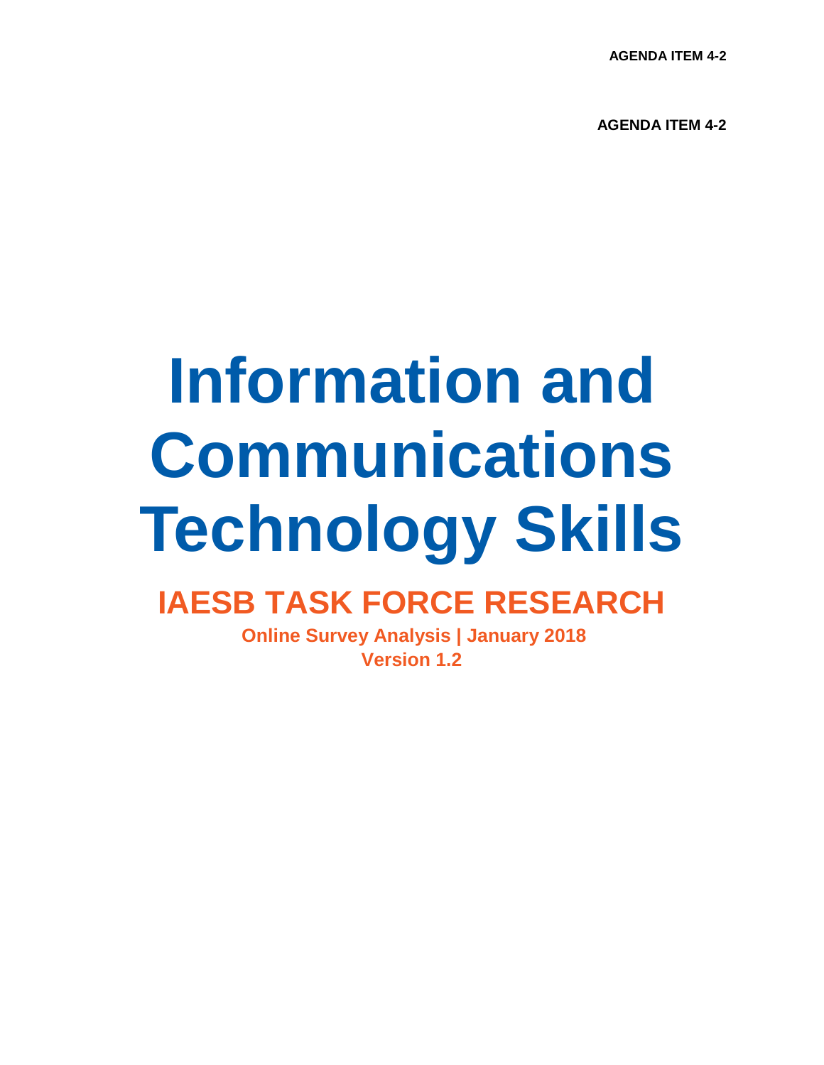AGENDA ITEM 4-2

AGENDA ITEM 4-2

# Information and Communications Technology Skills

## IAESB TASK FORCE RESEARCH

**Online Survey Analysis | January 2018**

**Version 1.2**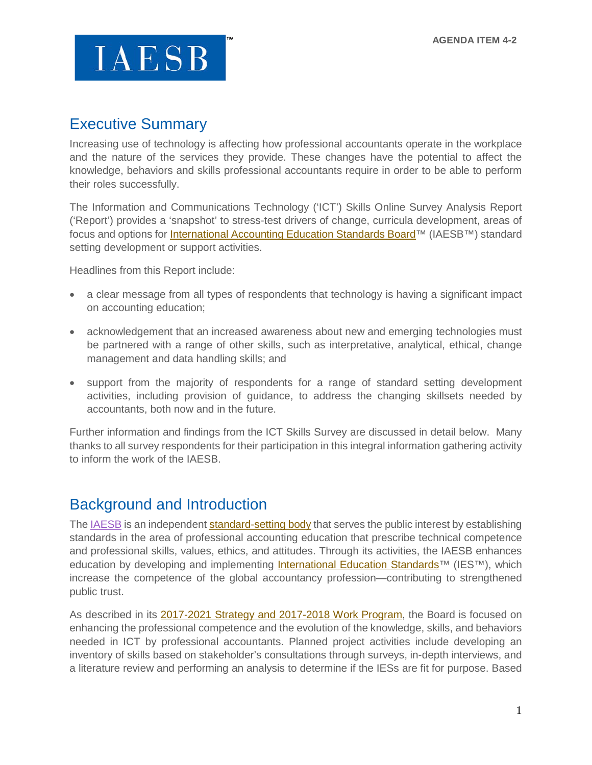# Executive Summary

Increasing use of technology is affecting how professional accountants operate in the workplace and the nature of the services they provide. These changes have the potential to affect the knowledge, behaviors and skills professional accountants require in order to be able to perform their roles successfully.

The Information and Communications Technology ('ICT') Skills Online Survey Analysis Report ('Report') provides a 'snapshot' to stress-test drivers of change, curricula development, areas of focus and options for International Accounting Education Standards Board™ (IAESB™) standard setting development or support activities.

Headlines from this Report include:

- a clear message from all types of respondents that technology is having a significant impact on accounting education;
- acknowledgement that an increased awareness about new and emerging technologies must be partnered with a range of other skills, such as interpretative, analytical, ethical, change management and data handling skills; and
- support from the majority of respondents for a range of standard setting development activities, including provision of guidance, to address the changing skillsets needed by accountants, both now and in the future.

Further information and findings from the ICT Skills Survey are discussed in detail below. Many thanks to all survey respondents for their participation in this integral information gathering activity to inform the work of the IAESB.

# Background and Introduction

The IAESB is an independent standard-setting body that serves the public interest by establishing standards in the area of professional accounting education that prescribe technical competence and professional skills, values, ethics, and attitudes. Through its activities, the IAESB enhances education by developing and implementing International Education Standards™ (IES™), which increase the competence of the global accountancy profession—contributing to strengthened public trust.

As described in its 2017-2021 Strategy and 2017-2018 Work Program, the Board is focused on enhancing the professional competence and the evolution of the knowledge, skills, and behaviors needed in ICT by professional accountants. Planned project activities include developing an inventory of skills based on stakeholder's consultations through surveys, in-depth interviews, and a literature review and performing an analysis to determine if the IESs are fit for purpose. Based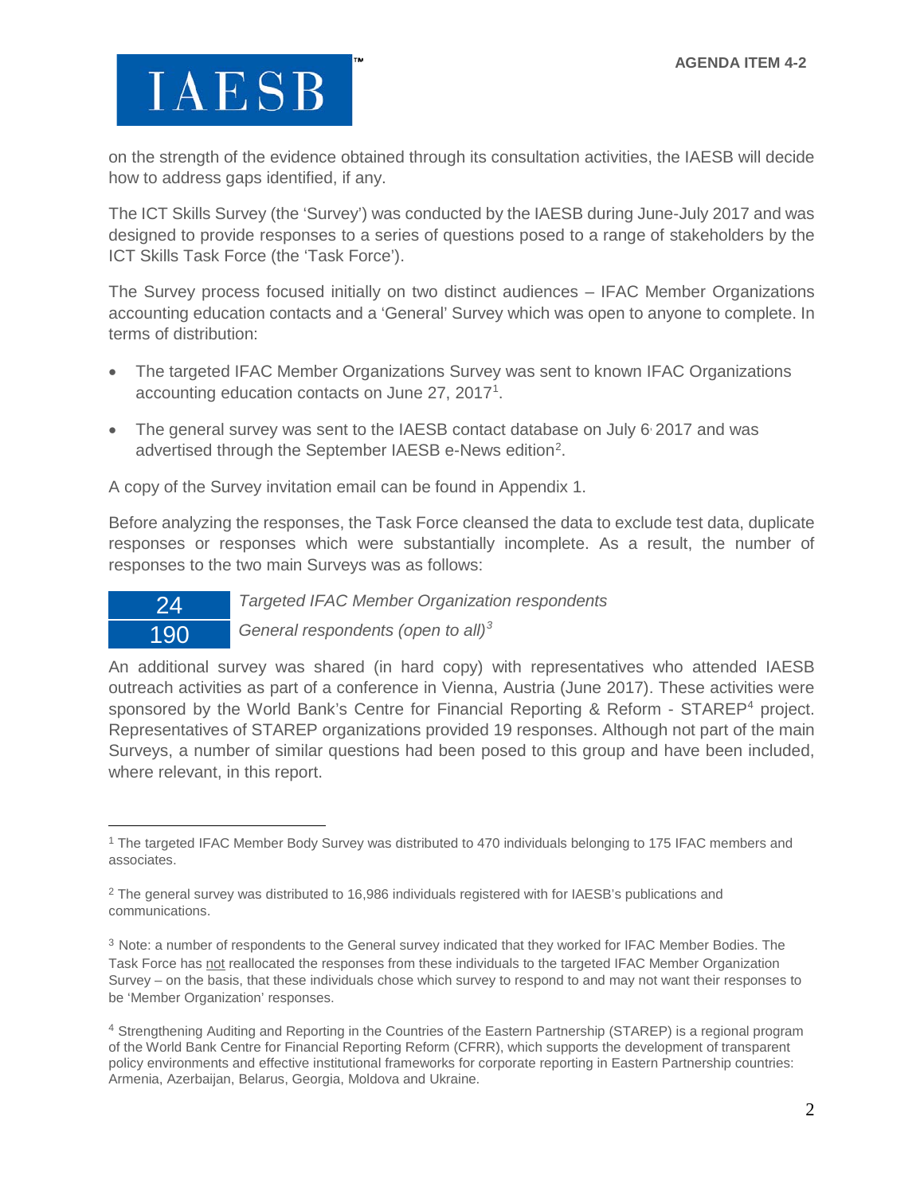on the strength of the evidence obtained through its consultation activities, the IAESB will decide how to address gaps identified, if any.

The ICT Skills Survey (the 'Survey') was conducted by the IAESB during June-July 2017 and was designed to provide responses to a series of questions posed to a range of stakeholders by the ICT Skills Task Force (the 'Task Force').

The Survey process focused initially on two distinct audiences – IFAC Member Organizations accounting education contacts and a 'General' Survey which was open to anyone to complete. In terms of distribution:

- The targeted IFAC Member Organizations Survey was sent to known IFAC Organizations accounting education contacts on June 27, 2017[1].
- The general survey was sent to the IAESB contact database on July 6, 2017 and was advertised through the September IAESB e-News edition[2].

A copy of the Survey invitation email can be found in Appendix 1.

Before analyzing the responses, the Task Force cleansed the data to exclude test data, duplicate responses or responses which were substantially incomplete. As a result, the number of responses to the two main Surveys was as follows:

| | |
|---|---|
| 24 | *Targeted IFAC Member Organization respondents* |
| 190 | *General respondents (open to all)*[3] |

An additional survey was shared (in hard copy) with representatives who attended IAESB outreach activities as part of a conference in Vienna, Austria (June 2017). These activities were sponsored by the World Bank's Centre for Financial Reporting & Reform - STAREP[4] project. Representatives of STAREP organizations provided 19 responses. Although not part of the main Surveys, a number of similar questions had been posed to this group and have been included, where relevant, in this report.

---

[1] The targeted IFAC Member Body Survey was distributed to 470 individuals belonging to 175 IFAC members and associates.

[2] The general survey was distributed to 16,986 individuals registered with for IAESB's publications and communications.

[3] Note: a number of respondents to the General survey indicated that they worked for IFAC Member Bodies. The Task Force has not reallocated the responses from these individuals to the targeted IFAC Member Organization Survey – on the basis, that these individuals chose which survey to respond to and may not want their responses to be 'Member Organization' responses.

[4] Strengthening Auditing and Reporting in the Countries of the Eastern Partnership (STAREP) is a regional program of the World Bank Centre for Financial Reporting Reform (CFRR), which supports the development of transparent policy environments and effective institutional frameworks for corporate reporting in Eastern Partnership countries: Armenia, Azerbaijan, Belarus, Georgia, Moldova and Ukraine.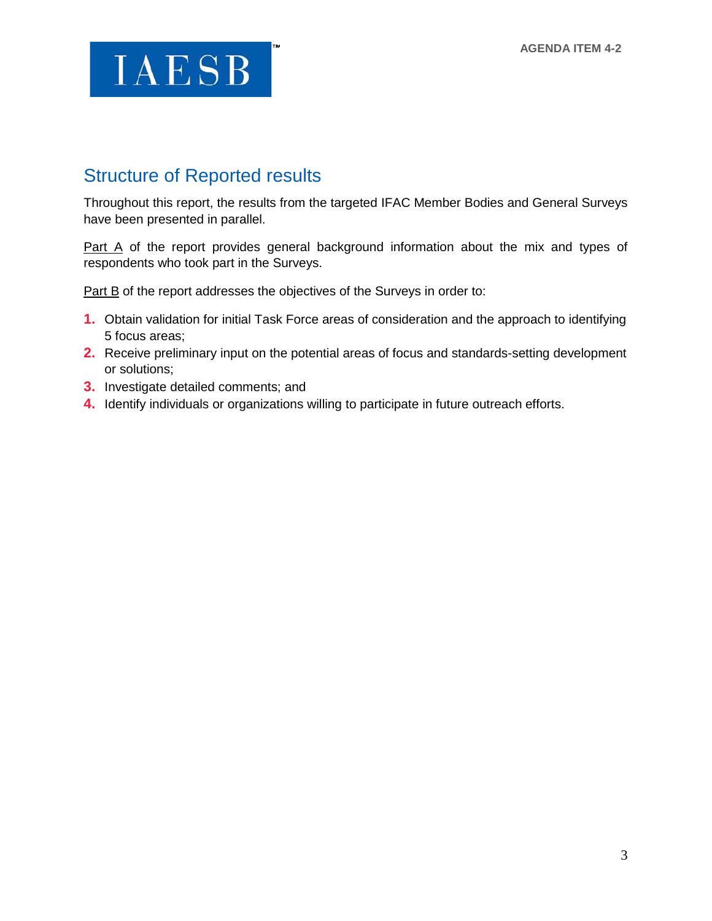## Structure of Reported results

Throughout this report, the results from the targeted IFAC Member Bodies and General Surveys have been presented in parallel.

Part A of the report provides general background information about the mix and types of respondents who took part in the Surveys.

Part B of the report addresses the objectives of the Surveys in order to:

1. Obtain validation for initial Task Force areas of consideration and the approach to identifying 5 focus areas;
2. Receive preliminary input on the potential areas of focus and standards-setting development or solutions;
3. Investigate detailed comments; and
4. Identify individuals or organizations willing to participate in future outreach efforts.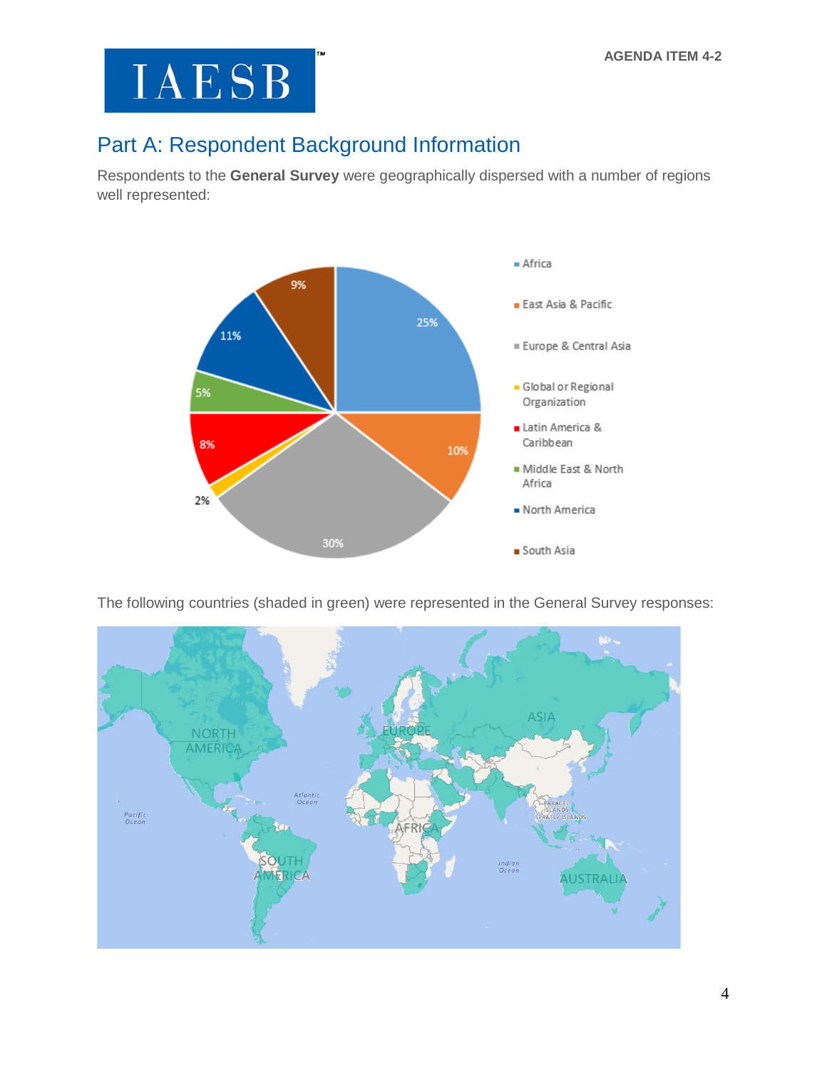## Part A: Respondent Background Information

Respondents to the **General Survey** were geographically dispersed with a number of regions well represented:

| Region | Percentage |
|---|---|
| Africa | 25% |
| East Asia & Pacific | 10% |
| Europe & Central Asia | 30% |
| Global or Regional Organization | 2% |
| Latin America & Caribbean | 8% |
| Middle East & North Africa | 5% |
| North America | 11% |
| South Asia | 9% |

The following countries (shaded in green) were represented in the General Survey responses: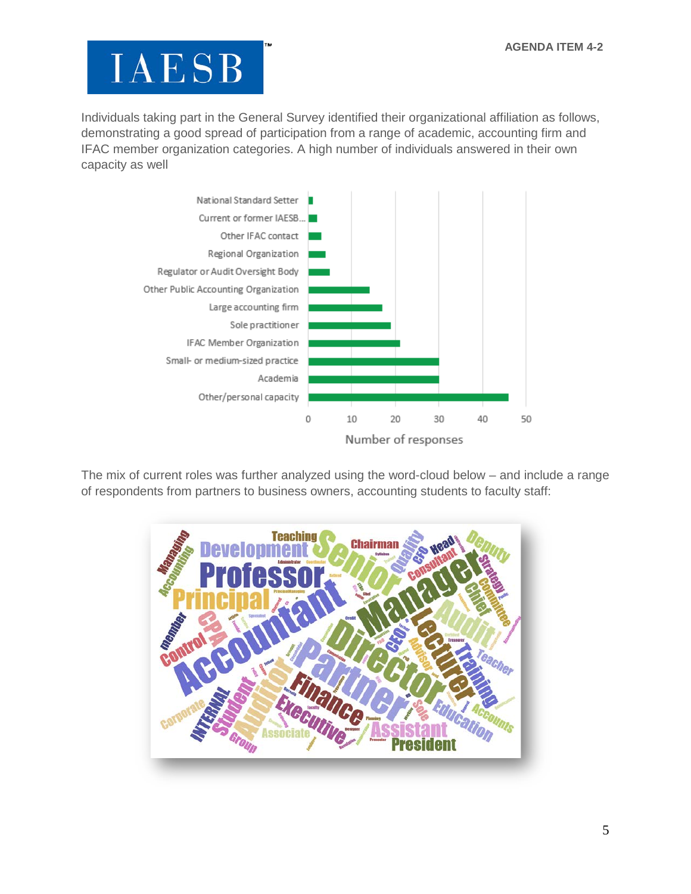Individuals taking part in the General Survey identified their organizational affiliation as follows, demonstrating a good spread of participation from a range of academic, accounting firm and IFAC member organization categories. A high number of individuals answered in their own capacity as well

The mix of current roles was further analyzed using the word-cloud below – and include a range of respondents from partners to business owners, accounting students to faculty staff: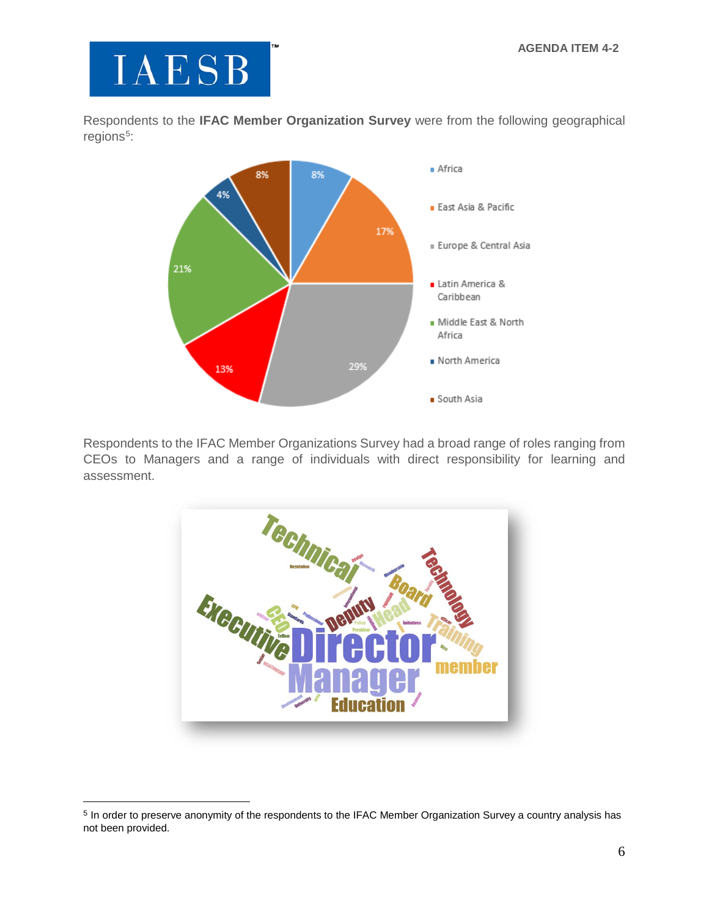Respondents to the **IFAC Member Organization Survey** were from the following geographical regions[5]:

| Region | Percentage |
|---|---|
| Africa | 8% |
| East Asia & Pacific | 17% |
| Europe & Central Asia | 29% |
| Latin America & Caribbean | 13% |
| Middle East & North Africa | 21% |
| North America | 4% |
| South Asia | 8% |

Respondents to the IFAC Member Organizations Survey had a broad range of roles ranging from CEOs to Managers and a range of individuals with direct responsibility for learning and assessment.

[5] In order to preserve anonymity of the respondents to the IFAC Member Organization Survey a country analysis has not been provided.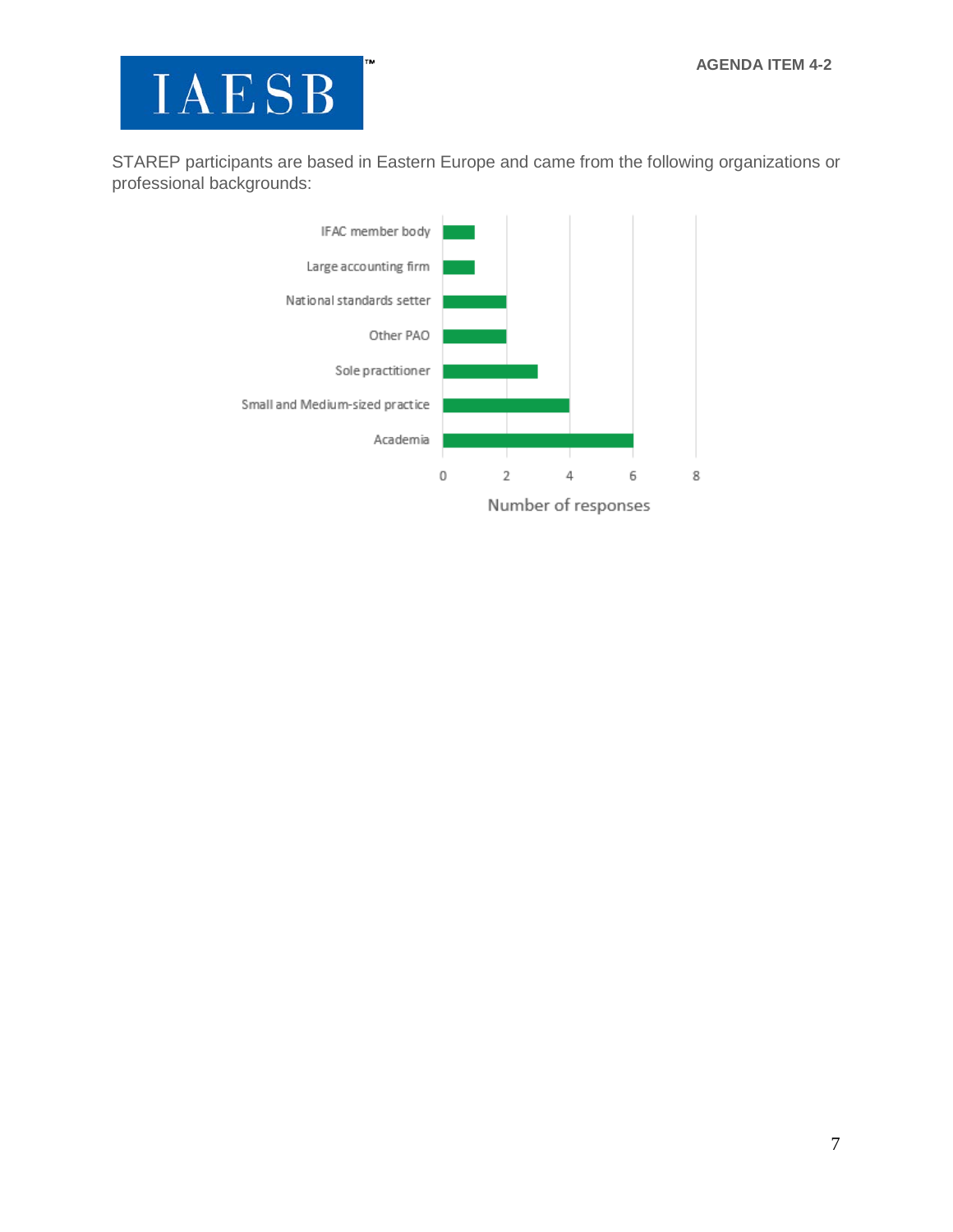STAREP participants are based in Eastern Europe and came from the following organizations or professional backgrounds:

| Organization / professional background | Number of responses |
| --- | --- |
| IFAC member body | 1 |
| Large accounting firm | 1 |
| National standards setter | 2 |
| Other PAO | 2 |
| Sole practitioner | 3 |
| Small and Medium-sized practice | 4 |
| Academia | 6 |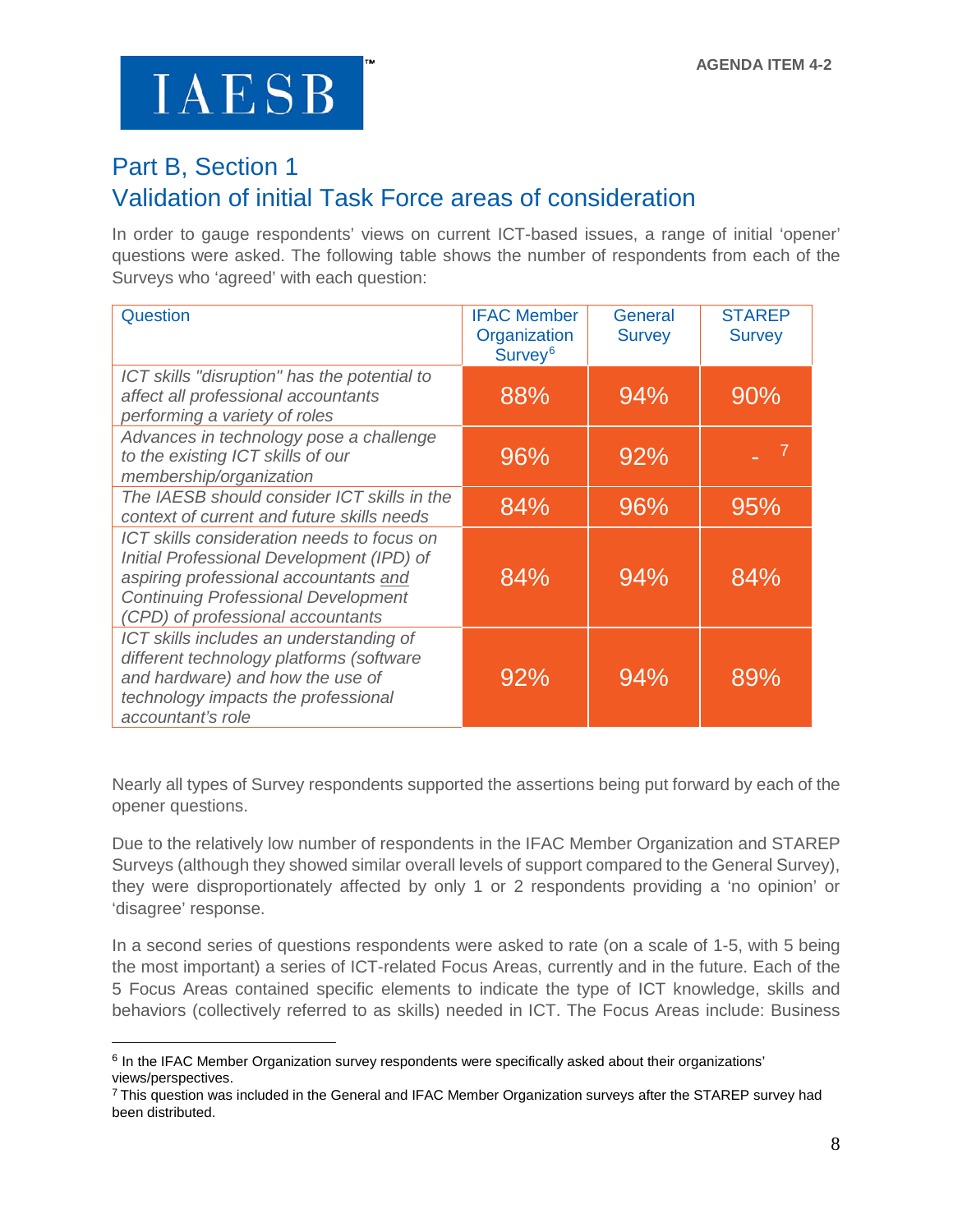## Part B, Section 1

## Validation of initial Task Force areas of consideration

In order to gauge respondents' views on current ICT-based issues, a range of initial 'opener' questions were asked. The following table shows the number of respondents from each of the Surveys who 'agreed' with each question:

| Question | IFAC Member Organization Survey[6] | General Survey | STAREP Survey |
|---|---|---|---|
| *ICT skills "disruption" has the potential to affect all professional accountants performing a variety of roles* | 88% | 94% | 90% |
| *Advances in technology pose a challenge to the existing ICT skills of our membership/organization* | 96% | 92% | -[7] |
| *The IAESB should consider ICT skills in the context of current and future skills needs* | 84% | 96% | 95% |
| *ICT skills consideration needs to focus on Initial Professional Development (IPD) of aspiring professional accountants <u>and</u> Continuing Professional Development (CPD) of professional accountants* | 84% | 94% | 84% |
| *ICT skills includes an understanding of different technology platforms (software and hardware) and how the use of technology impacts the professional accountant's role* | 92% | 94% | 89% |

Nearly all types of Survey respondents supported the assertions being put forward by each of the opener questions.

Due to the relatively low number of respondents in the IFAC Member Organization and STAREP Surveys (although they showed similar overall levels of support compared to the General Survey), they were disproportionately affected by only 1 or 2 respondents providing a 'no opinion' or 'disagree' response.

In a second series of questions respondents were asked to rate (on a scale of 1-5, with 5 being the most important) a series of ICT-related Focus Areas, currently and in the future. Each of the 5 Focus Areas contained specific elements to indicate the type of ICT knowledge, skills and behaviors (collectively referred to as skills) needed in ICT. The Focus Areas include: Business

---

[6] In the IFAC Member Organization survey respondents were specifically asked about their organizations' views/perspectives.

[7] This question was included in the General and IFAC Member Organization surveys after the STAREP survey had been distributed.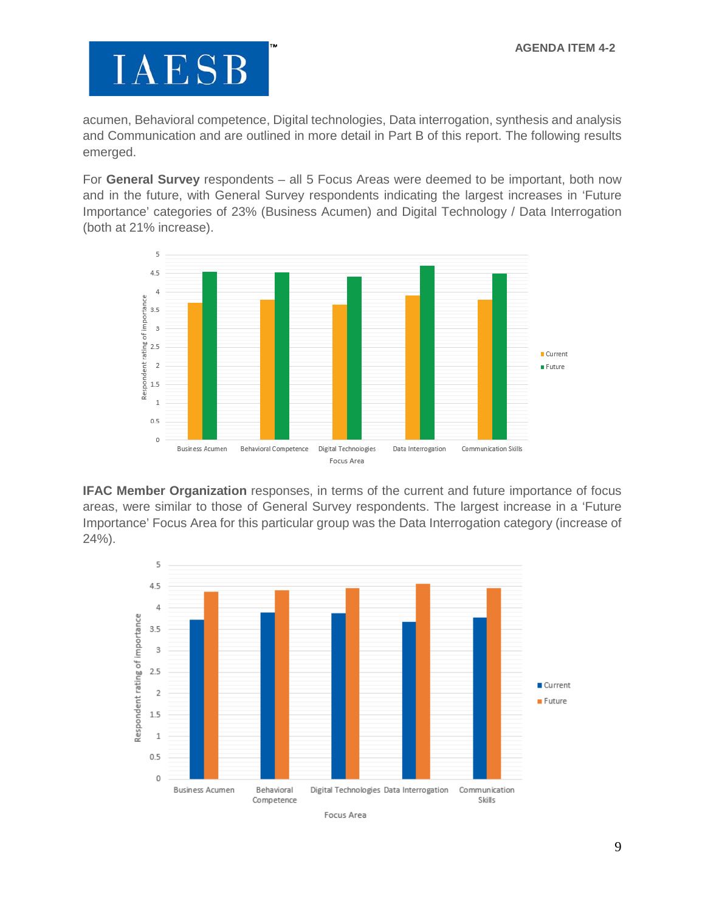acumen, Behavioral competence, Digital technologies, Data interrogation, synthesis and analysis and Communication and are outlined in more detail in Part B of this report. The following results emerged.

For **General Survey** respondents – all 5 Focus Areas were deemed to be important, both now and in the future, with General Survey respondents indicating the largest increases in 'Future Importance' categories of 23% (Business Acumen) and Digital Technology / Data Interrogation (both at 21% increase).

**IFAC Member Organization** responses, in terms of the current and future importance of focus areas, were similar to those of General Survey respondents. The largest increase in a 'Future Importance' Focus Area for this particular group was the Data Interrogation category (increase of 24%).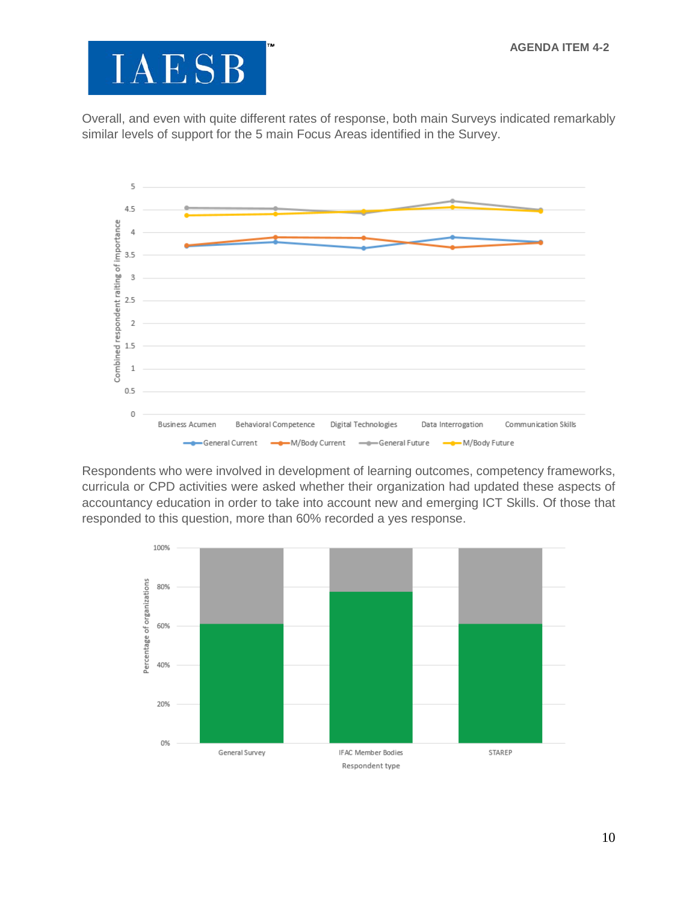Overall, and even with quite different rates of response, both main Surveys indicated remarkably similar levels of support for the 5 main Focus Areas identified in the Survey.

Respondents who were involved in development of learning outcomes, competency frameworks, curricula or CPD activities were asked whether their organization had updated these aspects of accountancy education in order to take into account new and emerging ICT Skills. Of those that responded to this question, more than 60% recorded a yes response.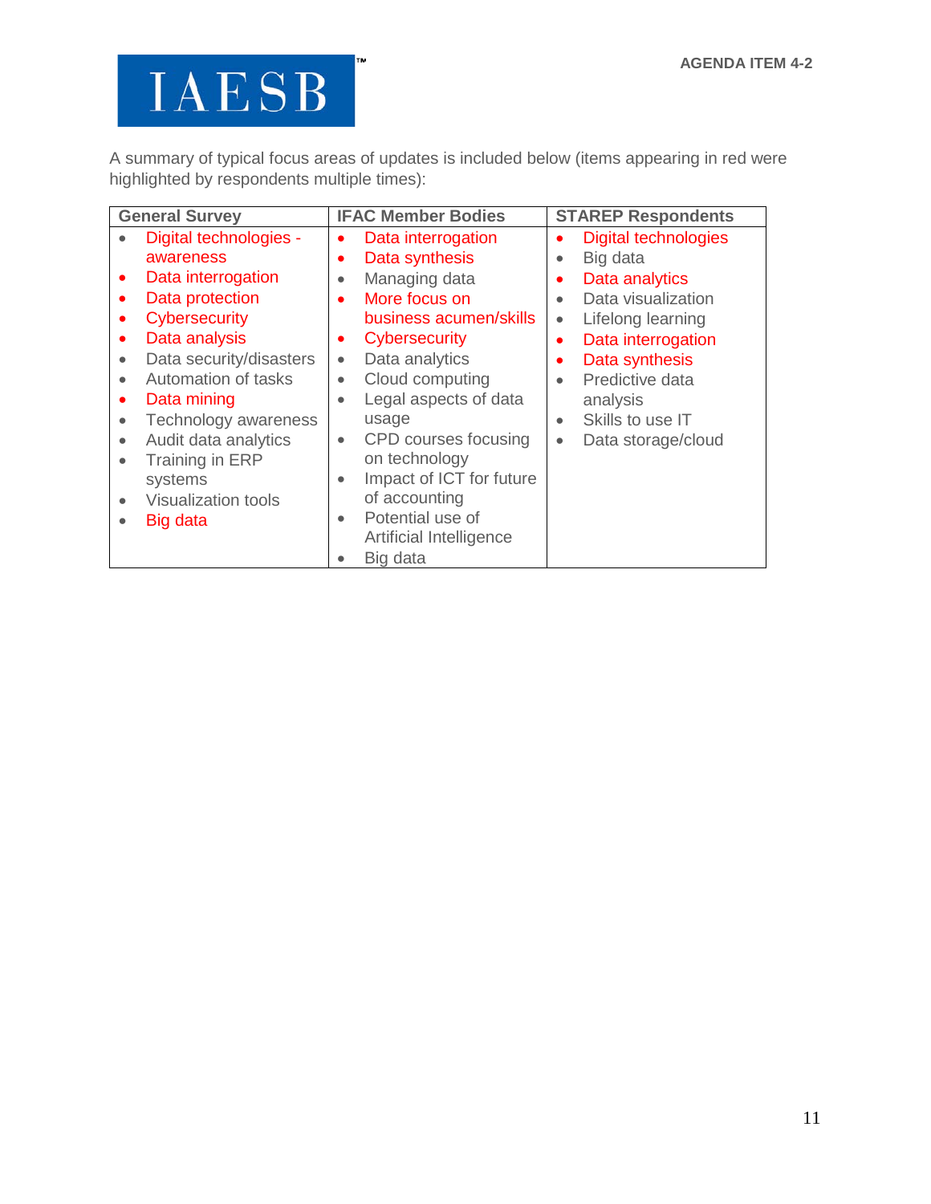A summary of typical focus areas of updates is included below (items appearing in red were highlighted by respondents multiple times):

| General Survey | IFAC Member Bodies | STAREP Respondents |
| --- | --- | --- |
| • Digital technologies - awareness<br>• Data interrogation<br>• Data protection<br>• Cybersecurity<br>• Data analysis<br>• Data security/disasters<br>• Automation of tasks<br>• Data mining<br>• Technology awareness<br>• Audit data analytics<br>• Training in ERP systems<br>• Visualization tools<br>• Big data | • Data interrogation<br>• Data synthesis<br>• Managing data<br>• More focus on business acumen/skills<br>• Cybersecurity<br>• Data analytics<br>• Cloud computing<br>• Legal aspects of data usage<br>• CPD courses focusing on technology<br>• Impact of ICT for future of accounting<br>• Potential use of Artificial Intelligence<br>• Big data | • Digital technologies<br>• Big data<br>• Data analytics<br>• Data visualization<br>• Lifelong learning<br>• Data interrogation<br>• Data synthesis<br>• Predictive data analysis<br>• Skills to use IT<br>• Data storage/cloud |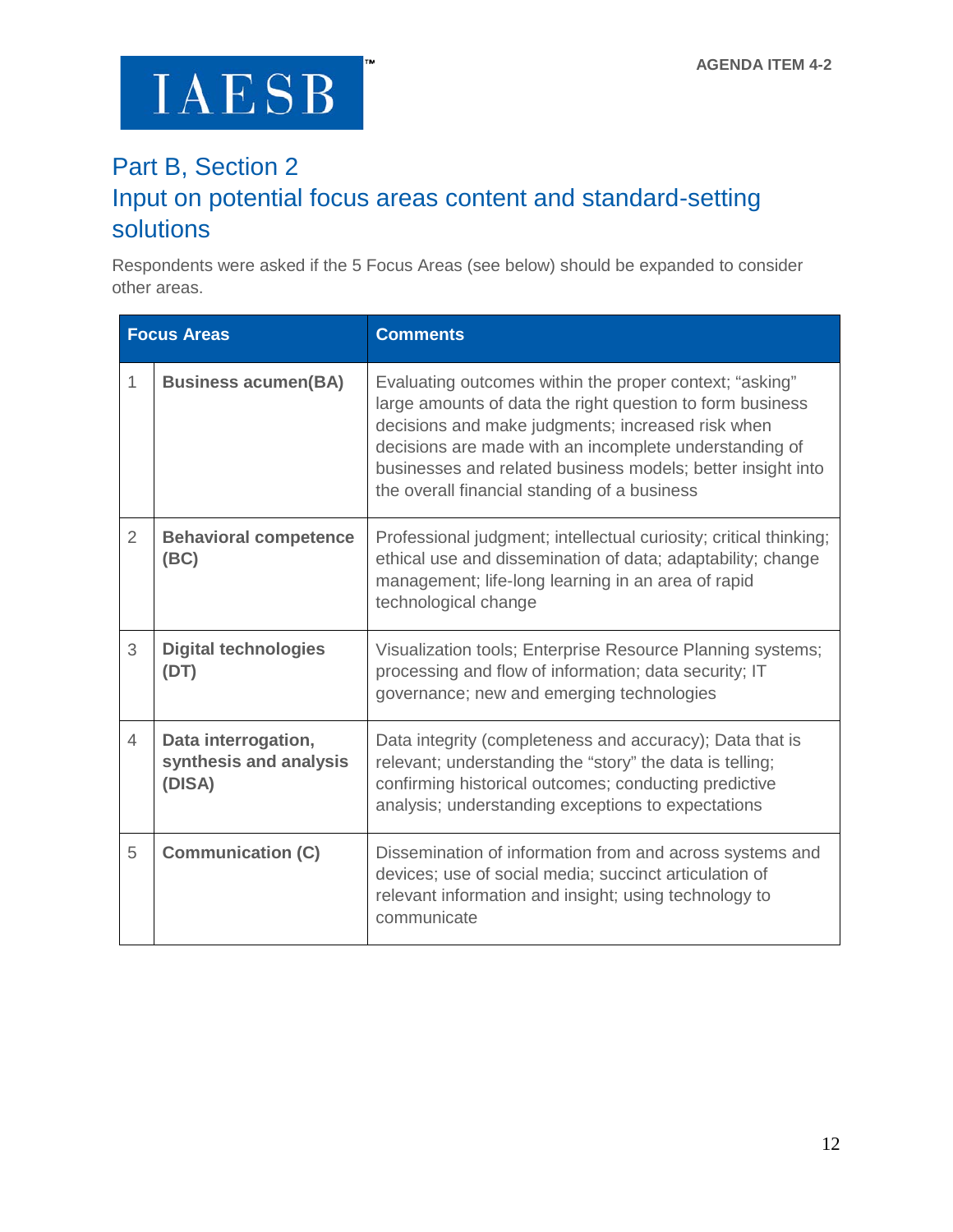## Part B, Section 2

## Input on potential focus areas content and standard-setting solutions

Respondents were asked if the 5 Focus Areas (see below) should be expanded to consider other areas.

| Focus Areas | | Comments |
|---|---|---|
| 1 | **Business acumen(BA)** | Evaluating outcomes within the proper context; "asking" large amounts of data the right question to form business decisions and make judgments; increased risk when decisions are made with an incomplete understanding of businesses and related business models; better insight into the overall financial standing of a business |
| 2 | **Behavioral competence (BC)** | Professional judgment; intellectual curiosity; critical thinking; ethical use and dissemination of data; adaptability; change management; life-long learning in an area of rapid technological change |
| 3 | **Digital technologies (DT)** | Visualization tools; Enterprise Resource Planning systems; processing and flow of information; data security; IT governance; new and emerging technologies |
| 4 | **Data interrogation, synthesis and analysis (DISA)** | Data integrity (completeness and accuracy); Data that is relevant; understanding the "story" the data is telling; confirming historical outcomes; conducting predictive analysis; understanding exceptions to expectations |
| 5 | **Communication (C)** | Dissemination of information from and across systems and devices; use of social media; succinct articulation of relevant information and insight; using technology to communicate |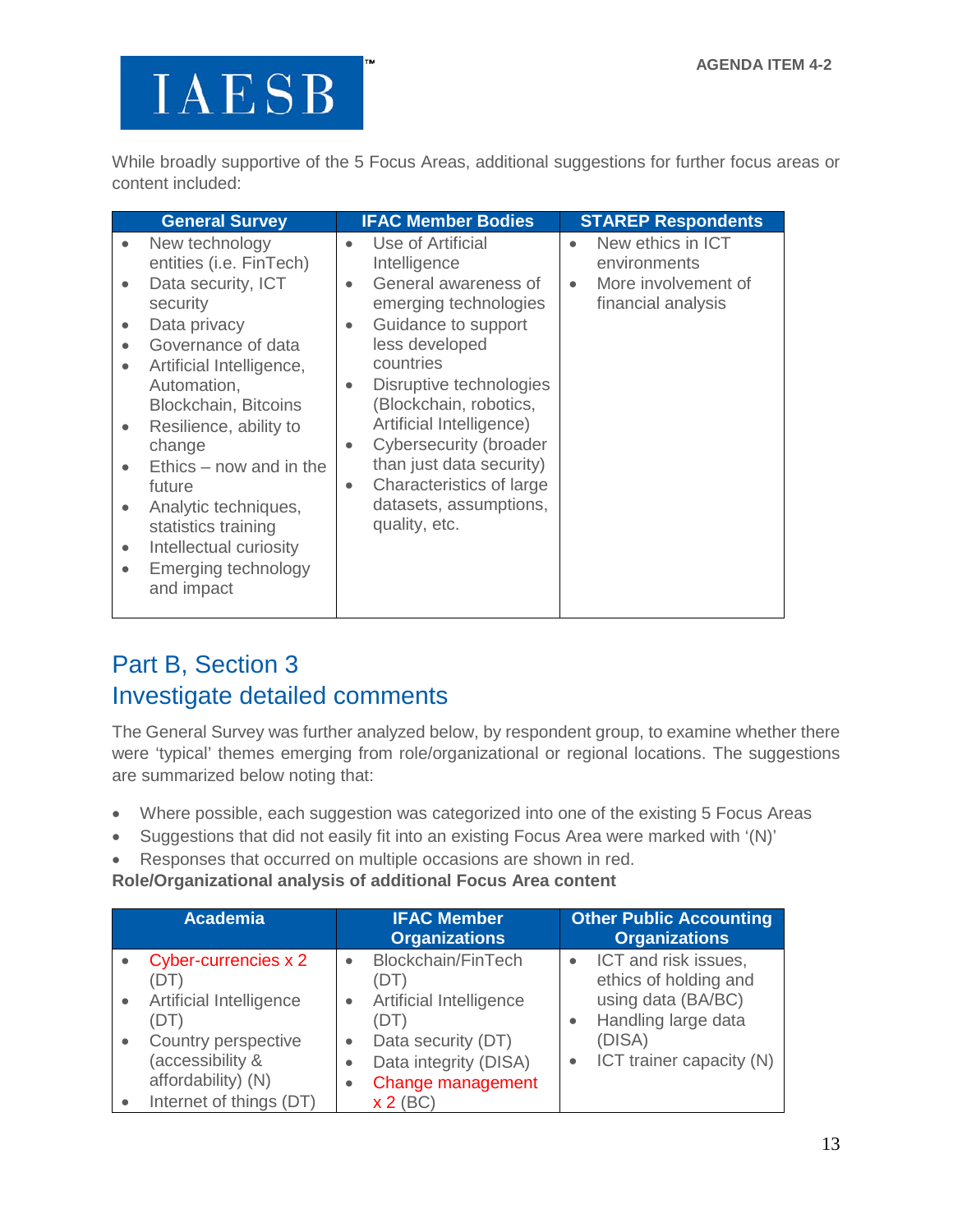While broadly supportive of the 5 Focus Areas, additional suggestions for further focus areas or content included:

| General Survey | IFAC Member Bodies | STAREP Respondents |
|---|---|---|
| • New technology entities (i.e. FinTech)<br>• Data security, ICT security<br>• Data privacy<br>• Governance of data<br>• Artificial Intelligence, Automation, Blockchain, Bitcoins<br>• Resilience, ability to change<br>• Ethics – now and in the future<br>• Analytic techniques, statistics training<br>• Intellectual curiosity<br>• Emerging technology and impact | • Use of Artificial Intelligence<br>• General awareness of emerging technologies<br>• Guidance to support less developed countries<br>• Disruptive technologies (Blockchain, robotics, Artificial Intelligence)<br>• Cybersecurity (broader than just data security)<br>• Characteristics of large datasets, assumptions, quality, etc. | • New ethics in ICT environments<br>• More involvement of financial analysis |

## Part B, Section 3
## Investigate detailed comments

The General Survey was further analyzed below, by respondent group, to examine whether there were 'typical' themes emerging from role/organizational or regional locations. The suggestions are summarized below noting that:

- Where possible, each suggestion was categorized into one of the existing 5 Focus Areas
- Suggestions that did not easily fit into an existing Focus Area were marked with '(N)'
- Responses that occurred on multiple occasions are shown in red.

**Role/Organizational analysis of additional Focus Area content**

| Academia | IFAC Member Organizations | Other Public Accounting Organizations |
|---|---|---|
| • Cyber-currencies x 2 (DT)<br>• Artificial Intelligence (DT)<br>• Country perspective (accessibility & affordability) (N)<br>• Internet of things (DT) | • Blockchain/FinTech (DT)<br>• Artificial Intelligence (DT)<br>• Data security (DT)<br>• Data integrity (DISA)<br>• Change management x 2 (BC) | • ICT and risk issues, ethics of holding and using data (BA/BC)<br>• Handling large data (DISA)<br>• ICT trainer capacity (N) |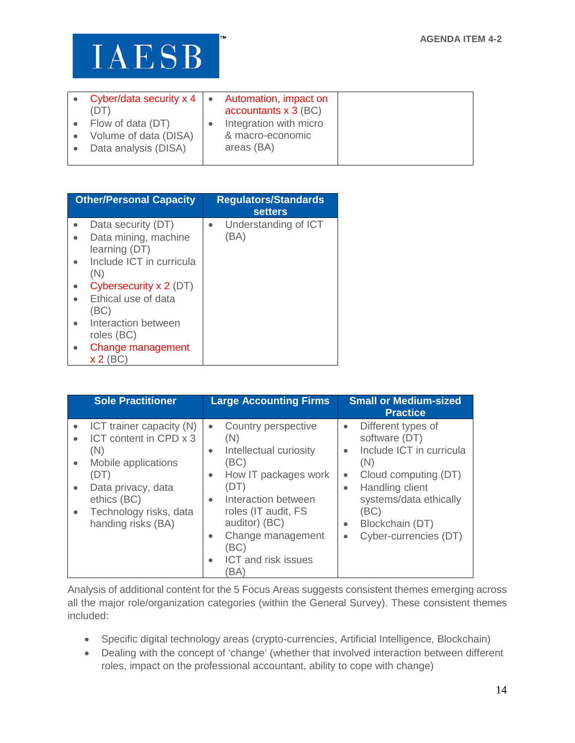| | | |
|---|---|---|
| • Cyber/data security x 4 (DT)<br>• Flow of data (DT)<br>• Volume of data (DISA)<br>• Data analysis (DISA) | • Automation, impact on accountants x 3 (BC)<br>• Integration with micro & macro-economic areas (BA) | |

| Other/Personal Capacity | Regulators/Standards setters |
|---|---|
| • Data security (DT)<br>• Data mining, machine learning (DT)<br>• Include ICT in curricula (N)<br>• Cybersecurity x 2 (DT)<br>• Ethical use of data (BC)<br>• Interaction between roles (BC)<br>• Change management x 2 (BC) | • Understanding of ICT (BA) |

| Sole Practitioner | Large Accounting Firms | Small or Medium-sized Practice |
|---|---|---|
| • ICT trainer capacity (N)<br>• ICT content in CPD x 3 (N)<br>• Mobile applications (DT)<br>• Data privacy, data ethics (BC)<br>• Technology risks, data handing risks (BA) | • Country perspective (N)<br>• Intellectual curiosity (BC)<br>• How IT packages work (DT)<br>• Interaction between roles (IT audit, FS auditor) (BC)<br>• Change management (BC)<br>• ICT and risk issues (BA) | • Different types of software (DT)<br>• Include ICT in curricula (N)<br>• Cloud computing (DT)<br>• Handling client systems/data ethically (BC)<br>• Blockchain (DT)<br>• Cyber-currencies (DT) |

Analysis of additional content for the 5 Focus Areas suggests consistent themes emerging across all the major role/organization categories (within the General Survey). These consistent themes included:

- Specific digital technology areas (crypto-currencies, Artificial Intelligence, Blockchain)
- Dealing with the concept of 'change' (whether that involved interaction between different roles, impact on the professional accountant, ability to cope with change)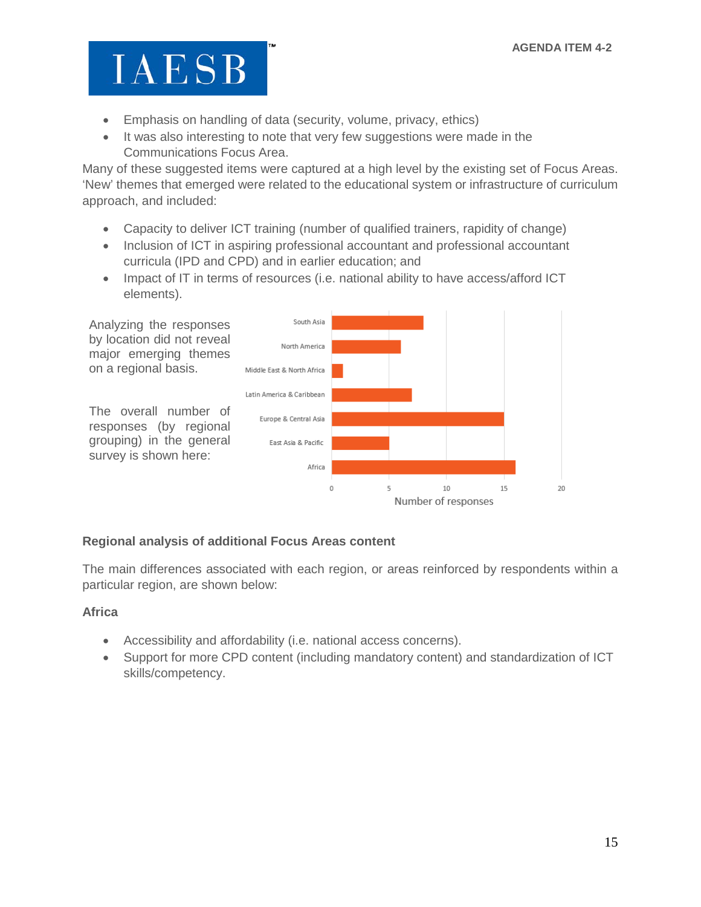- Emphasis on handling of data (security, volume, privacy, ethics)
- It was also interesting to note that very few suggestions were made in the Communications Focus Area.

Many of these suggested items were captured at a high level by the existing set of Focus Areas. 'New' themes that emerged were related to the educational system or infrastructure of curriculum approach, and included:

- Capacity to deliver ICT training (number of qualified trainers, rapidity of change)
- Inclusion of ICT in aspiring professional accountant and professional accountant curricula (IPD and CPD) and in earlier education; and
- Impact of IT in terms of resources (i.e. national ability to have access/afford ICT elements).

Analyzing the responses by location did not reveal major emerging themes on a regional basis.

The overall number of responses (by regional grouping) in the general survey is shown here:

| Region | Number of responses |
| --- | --- |
| South Asia | 8 |
| North America | 6 |
| Middle East & North Africa | 1 |
| Latin America & Caribbean | 7 |
| Europe & Central Asia | 15 |
| East Asia & Pacific | 5 |
| Africa | 16 |

#### Regional analysis of additional Focus Areas content

The main differences associated with each region, or areas reinforced by respondents within a particular region, are shown below:

#### Africa

- Accessibility and affordability (i.e. national access concerns).
- Support for more CPD content (including mandatory content) and standardization of ICT skills/competency.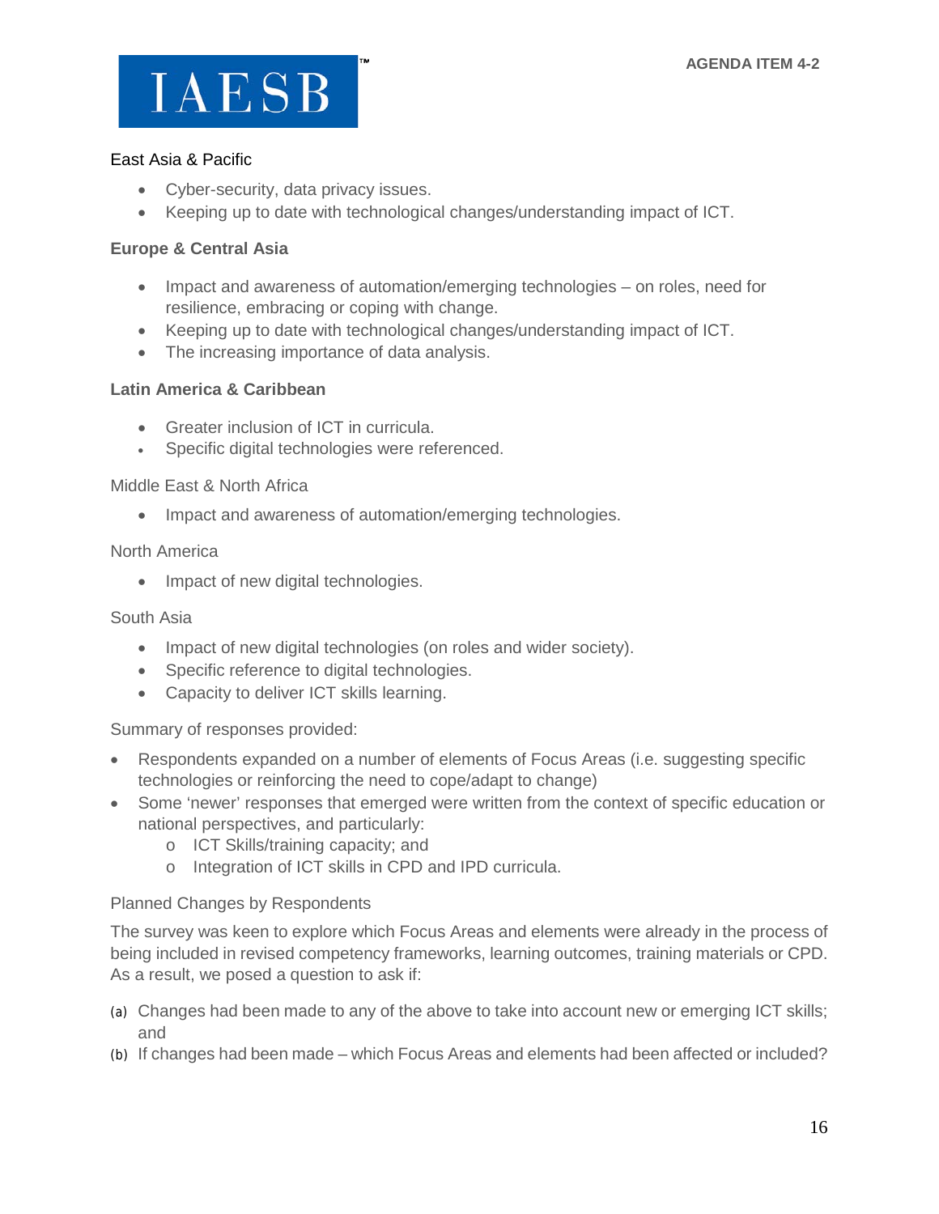East Asia & Pacific

- Cyber-security, data privacy issues.
- Keeping up to date with technological changes/understanding impact of ICT.

**Europe & Central Asia**

- Impact and awareness of automation/emerging technologies – on roles, need for resilience, embracing or coping with change.
- Keeping up to date with technological changes/understanding impact of ICT.
- The increasing importance of data analysis.

**Latin America & Caribbean**

- Greater inclusion of ICT in curricula.
- Specific digital technologies were referenced.

Middle East & North Africa

- Impact and awareness of automation/emerging technologies.

North America

- Impact of new digital technologies.

South Asia

- Impact of new digital technologies (on roles and wider society).
- Specific reference to digital technologies.
- Capacity to deliver ICT skills learning.

Summary of responses provided:

- Respondents expanded on a number of elements of Focus Areas (i.e. suggesting specific technologies or reinforcing the need to cope/adapt to change)
- Some 'newer' responses that emerged were written from the context of specific education or national perspectives, and particularly:
    - ICT Skills/training capacity; and
    - Integration of ICT skills in CPD and IPD curricula.

Planned Changes by Respondents

The survey was keen to explore which Focus Areas and elements were already in the process of being included in revised competency frameworks, learning outcomes, training materials or CPD. As a result, we posed a question to ask if:

(a) Changes had been made to any of the above to take into account new or emerging ICT skills; and
(b) If changes had been made – which Focus Areas and elements had been affected or included?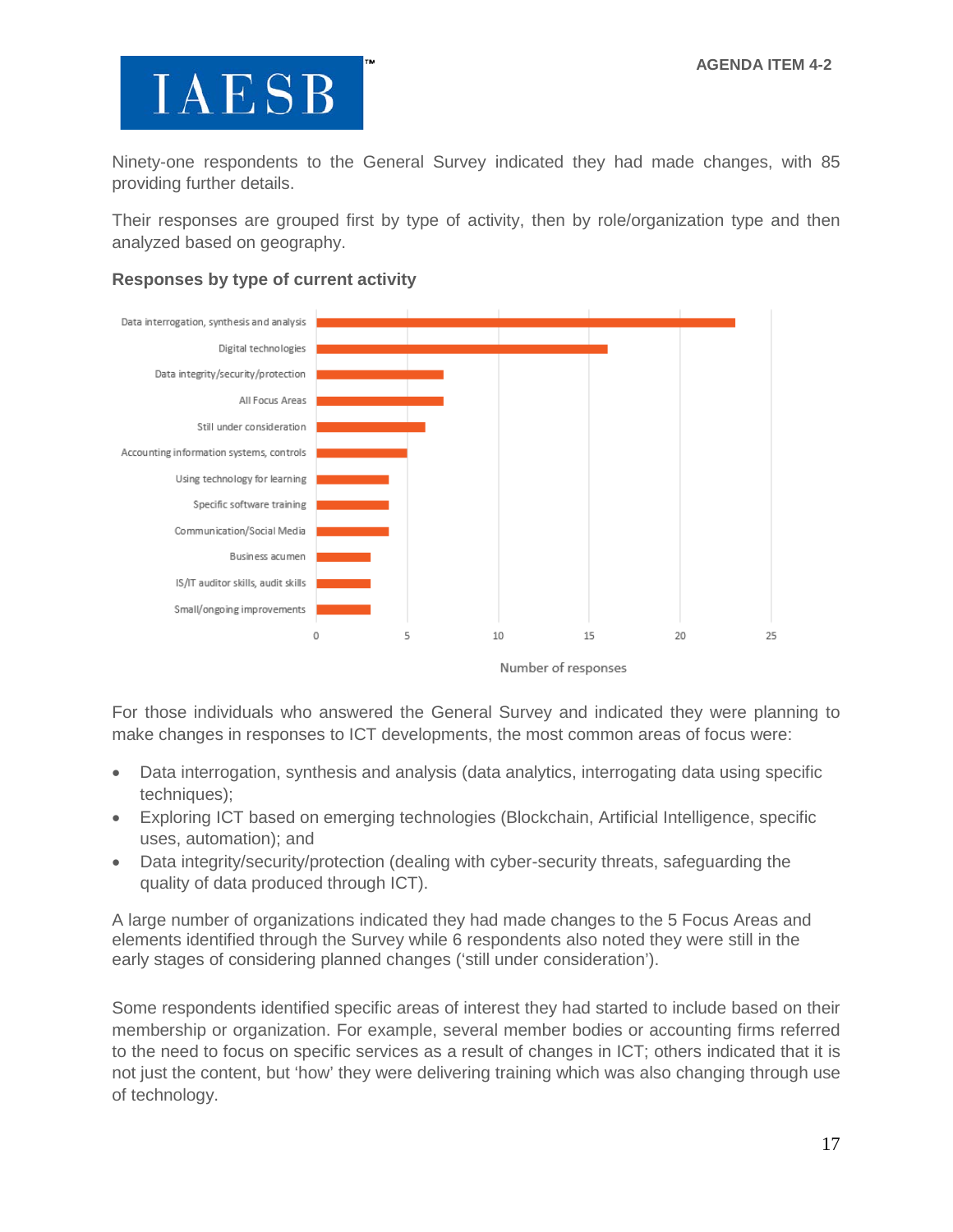Ninety-one respondents to the General Survey indicated they had made changes, with 85 providing further details.

Their responses are grouped first by type of activity, then by role/organization type and then analyzed based on geography.

**Responses by type of current activity**

| Activity | Number of responses |
|---|---|
| Data interrogation, synthesis and analysis | 23 |
| Digital technologies | 16 |
| Data integrity/security/protection | 7 |
| All Focus Areas | 7 |
| Still under consideration | 6 |
| Accounting information systems, controls | 5 |
| Using technology for learning | 4 |
| Specific software training | 4 |
| Communication/Social Media | 4 |
| Business acumen | 3 |
| IS/IT auditor skills, audit skills | 3 |
| Small/ongoing improvements | 3 |

For those individuals who answered the General Survey and indicated they were planning to make changes in responses to ICT developments, the most common areas of focus were:

- Data interrogation, synthesis and analysis (data analytics, interrogating data using specific techniques);
- Exploring ICT based on emerging technologies (Blockchain, Artificial Intelligence, specific uses, automation); and
- Data integrity/security/protection (dealing with cyber-security threats, safeguarding the quality of data produced through ICT).

A large number of organizations indicated they had made changes to the 5 Focus Areas and elements identified through the Survey while 6 respondents also noted they were still in the early stages of considering planned changes ('still under consideration').

Some respondents identified specific areas of interest they had started to include based on their membership or organization. For example, several member bodies or accounting firms referred to the need to focus on specific services as a result of changes in ICT; others indicated that it is not just the content, but 'how' they were delivering training which was also changing through use of technology.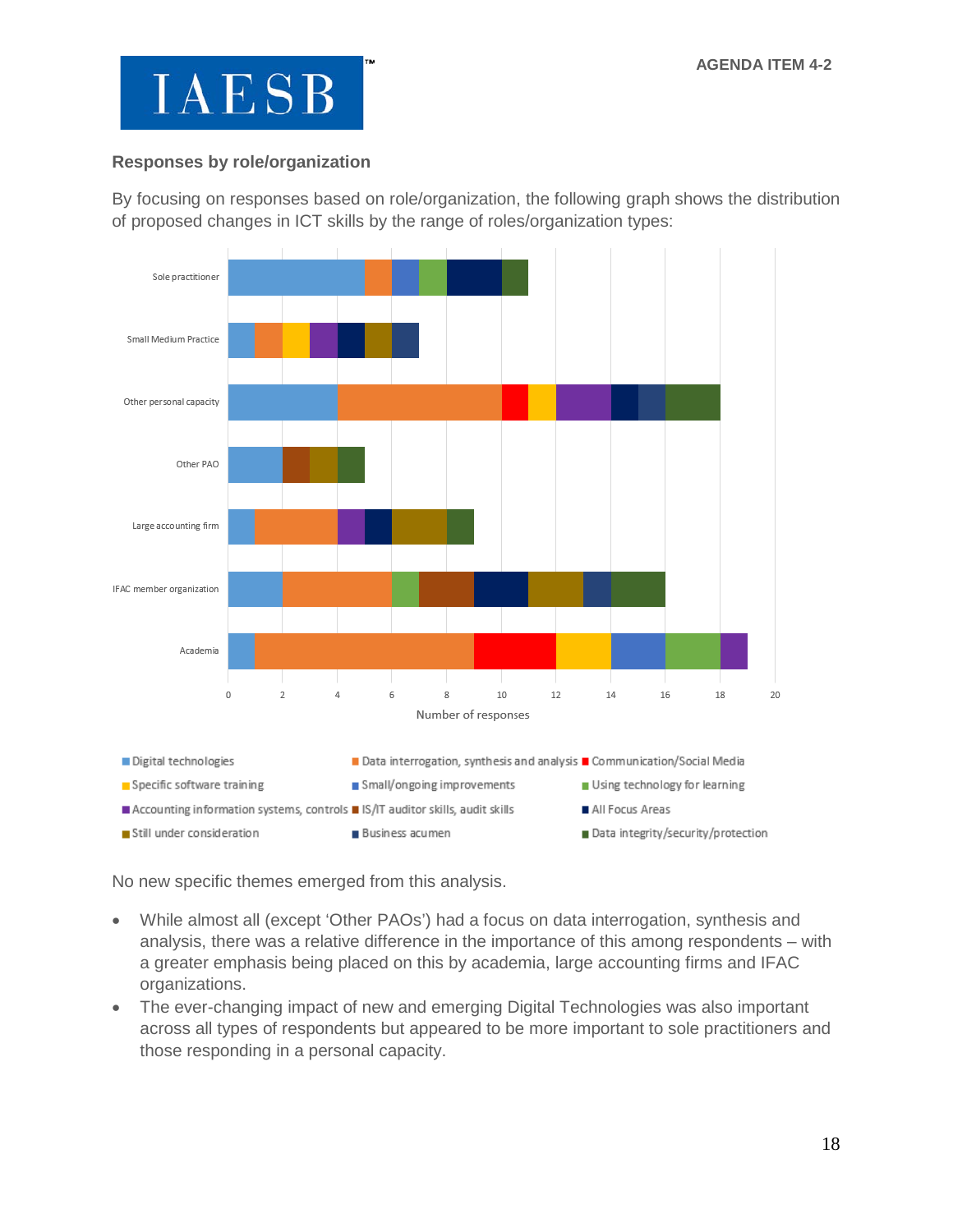## Responses by role/organization

By focusing on responses based on role/organization, the following graph shows the distribution of proposed changes in ICT skills by the range of roles/organization types:

No new specific themes emerged from this analysis.

- While almost all (except 'Other PAOs') had a focus on data interrogation, synthesis and analysis, there was a relative difference in the importance of this among respondents – with a greater emphasis being placed on this by academia, large accounting firms and IFAC organizations.
- The ever-changing impact of new and emerging Digital Technologies was also important across all types of respondents but appeared to be more important to sole practitioners and those responding in a personal capacity.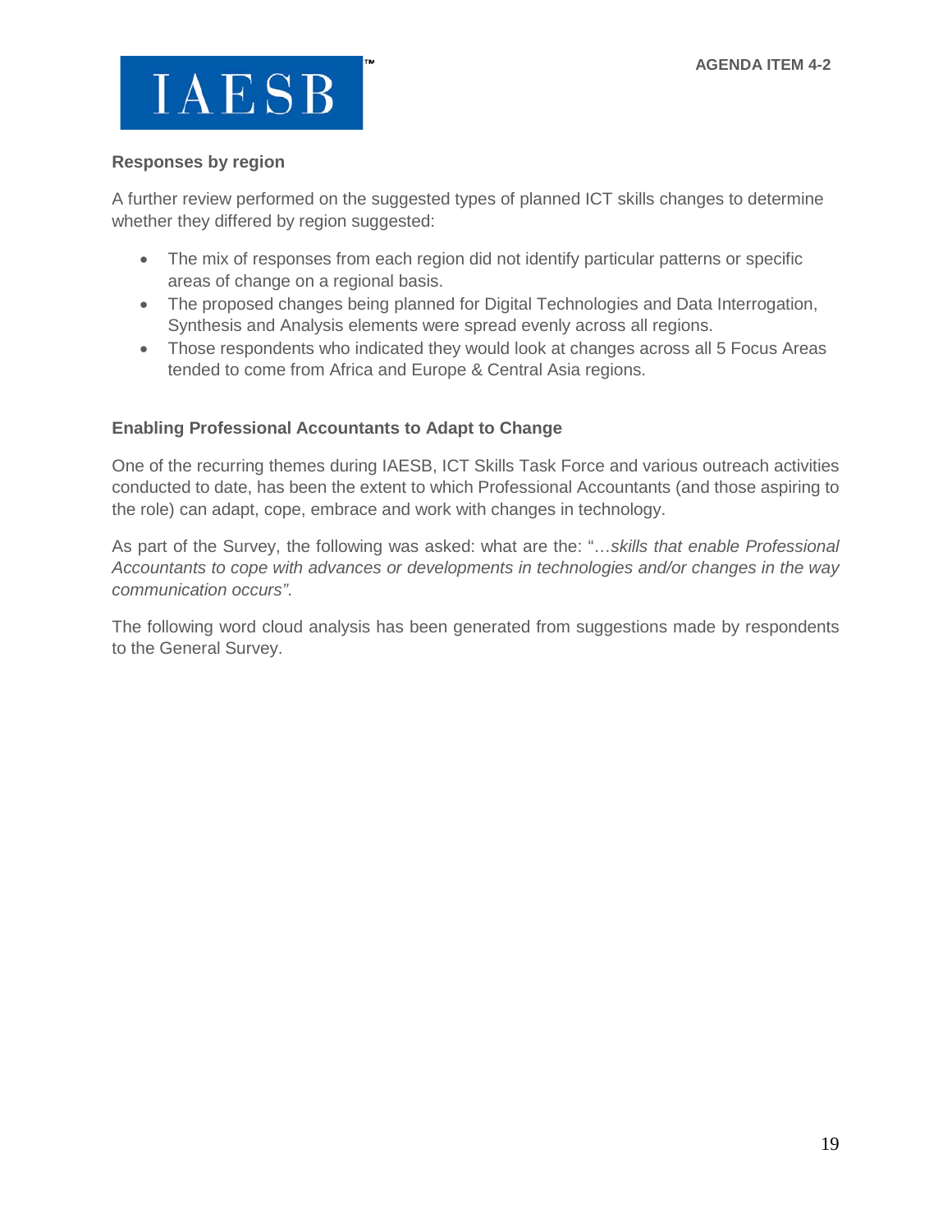### Responses by region

A further review performed on the suggested types of planned ICT skills changes to determine whether they differed by region suggested:

- The mix of responses from each region did not identify particular patterns or specific areas of change on a regional basis.
- The proposed changes being planned for Digital Technologies and Data Interrogation, Synthesis and Analysis elements were spread evenly across all regions.
- Those respondents who indicated they would look at changes across all 5 Focus Areas tended to come from Africa and Europe & Central Asia regions.

### Enabling Professional Accountants to Adapt to Change

One of the recurring themes during IAESB, ICT Skills Task Force and various outreach activities conducted to date, has been the extent to which Professional Accountants (and those aspiring to the role) can adapt, cope, embrace and work with changes in technology.

As part of the Survey, the following was asked: what are the: "*…skills that enable Professional Accountants to cope with advances or developments in technologies and/or changes in the way communication occurs"*.

The following word cloud analysis has been generated from suggestions made by respondents to the General Survey.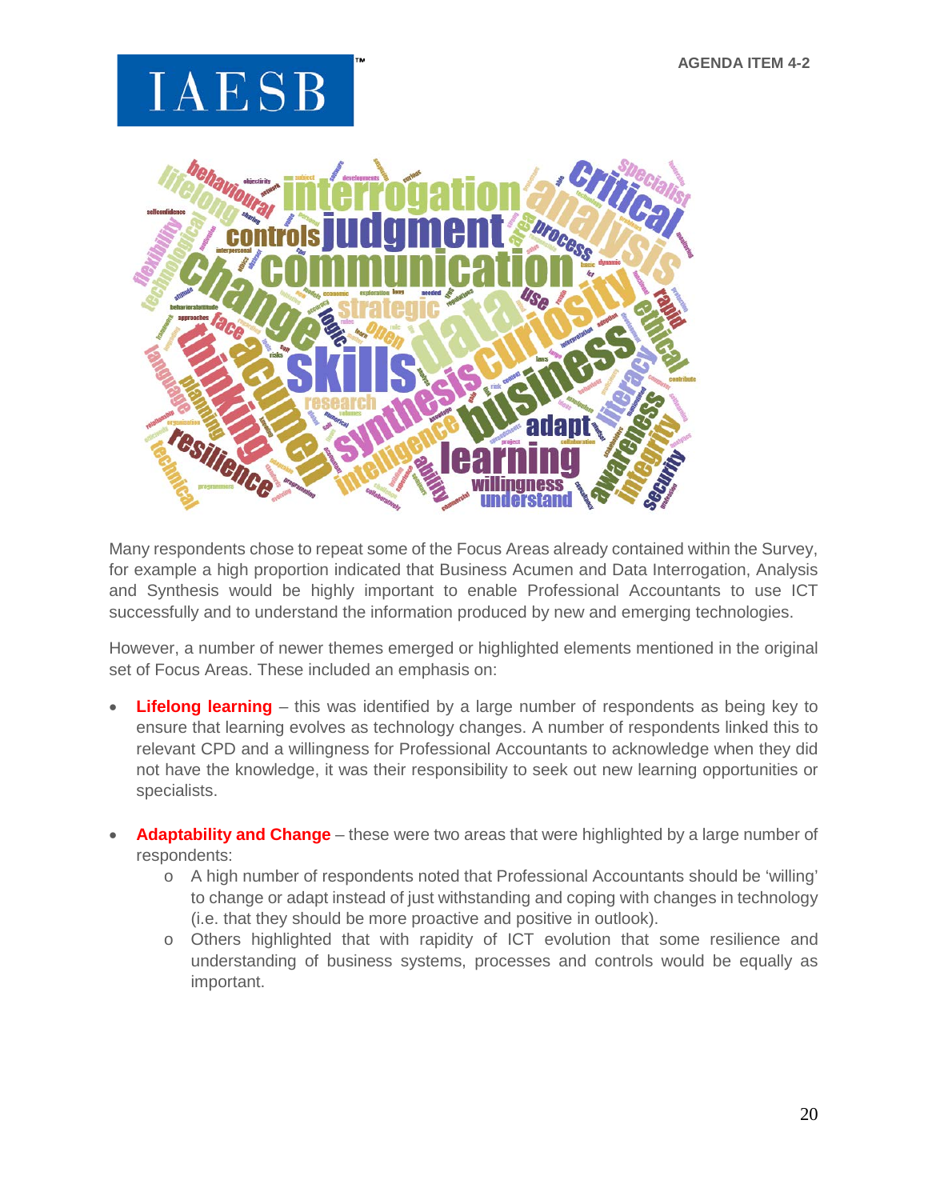Many respondents chose to repeat some of the Focus Areas already contained within the Survey, for example a high proportion indicated that Business Acumen and Data Interrogation, Analysis and Synthesis would be highly important to enable Professional Accountants to use ICT successfully and to understand the information produced by new and emerging technologies.

However, a number of newer themes emerged or highlighted elements mentioned in the original set of Focus Areas. These included an emphasis on:

- **Lifelong learning** – this was identified by a large number of respondents as being key to ensure that learning evolves as technology changes. A number of respondents linked this to relevant CPD and a willingness for Professional Accountants to acknowledge when they did not have the knowledge, it was their responsibility to seek out new learning opportunities or specialists.

- **Adaptability and Change** – these were two areas that were highlighted by a large number of respondents:
  - A high number of respondents noted that Professional Accountants should be 'willing' to change or adapt instead of just withstanding and coping with changes in technology (i.e. that they should be more proactive and positive in outlook).
  - Others highlighted that with rapidity of ICT evolution that some resilience and understanding of business systems, processes and controls would be equally as important.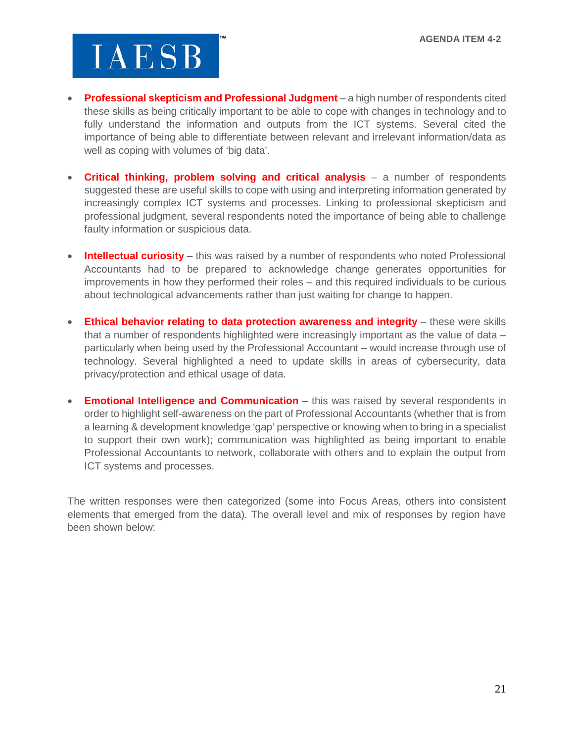- **Professional skepticism and Professional Judgment** – a high number of respondents cited these skills as being critically important to be able to cope with changes in technology and to fully understand the information and outputs from the ICT systems. Several cited the importance of being able to differentiate between relevant and irrelevant information/data as well as coping with volumes of 'big data'.

- **Critical thinking, problem solving and critical analysis** – a number of respondents suggested these are useful skills to cope with using and interpreting information generated by increasingly complex ICT systems and processes. Linking to professional skepticism and professional judgment, several respondents noted the importance of being able to challenge faulty information or suspicious data.

- **Intellectual curiosity** – this was raised by a number of respondents who noted Professional Accountants had to be prepared to acknowledge change generates opportunities for improvements in how they performed their roles – and this required individuals to be curious about technological advancements rather than just waiting for change to happen.

- **Ethical behavior relating to data protection awareness and integrity** – these were skills that a number of respondents highlighted were increasingly important as the value of data – particularly when being used by the Professional Accountant – would increase through use of technology. Several highlighted a need to update skills in areas of cybersecurity, data privacy/protection and ethical usage of data.

- **Emotional Intelligence and Communication** – this was raised by several respondents in order to highlight self-awareness on the part of Professional Accountants (whether that is from a learning & development knowledge 'gap' perspective or knowing when to bring in a specialist to support their own work); communication was highlighted as being important to enable Professional Accountants to network, collaborate with others and to explain the output from ICT systems and processes.

The written responses were then categorized (some into Focus Areas, others into consistent elements that emerged from the data). The overall level and mix of responses by region have been shown below: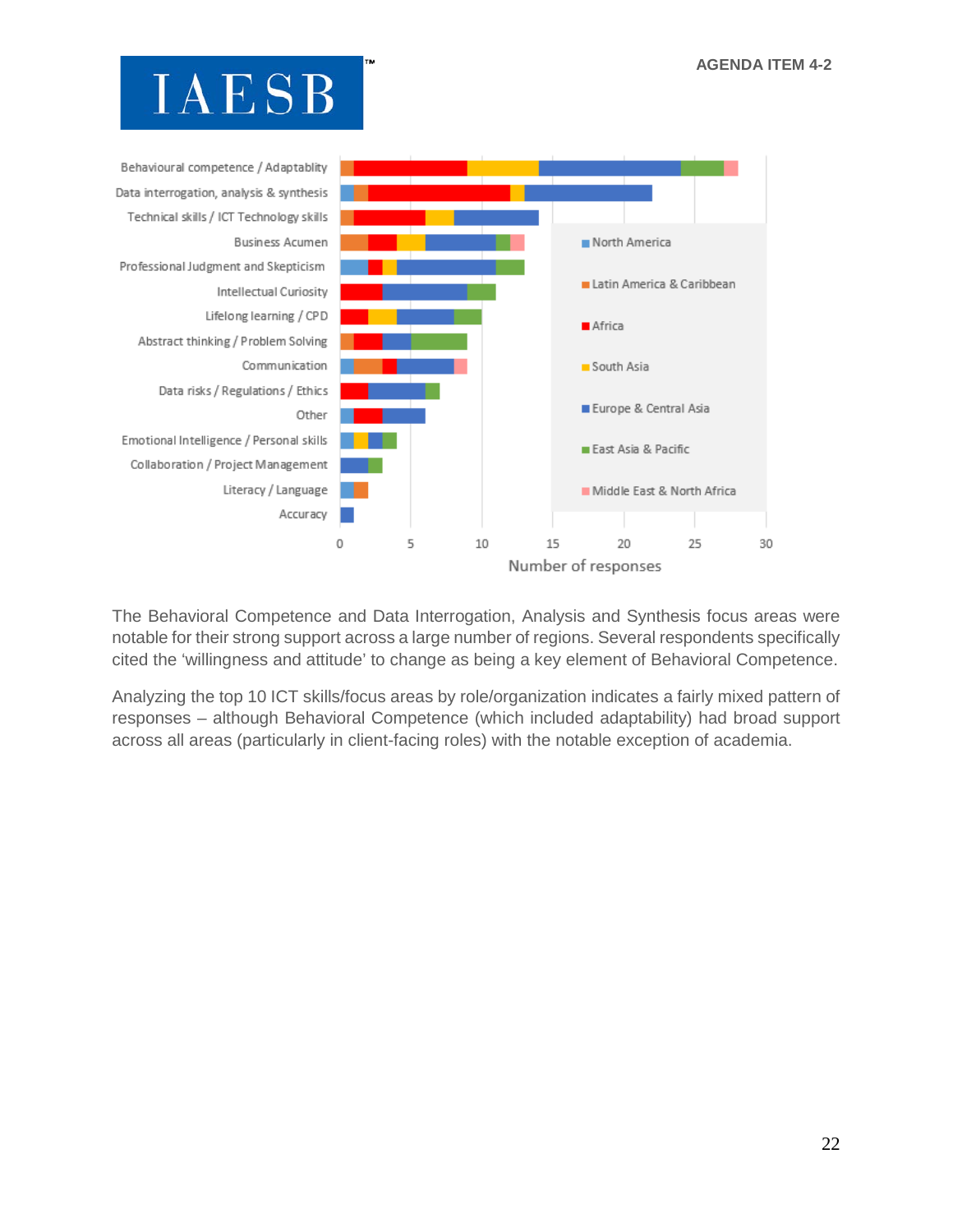The Behavioral Competence and Data Interrogation, Analysis and Synthesis focus areas were notable for their strong support across a large number of regions. Several respondents specifically cited the 'willingness and attitude' to change as being a key element of Behavioral Competence.

Analyzing the top 10 ICT skills/focus areas by role/organization indicates a fairly mixed pattern of responses – although Behavioral Competence (which included adaptability) had broad support across all areas (particularly in client-facing roles) with the notable exception of academia.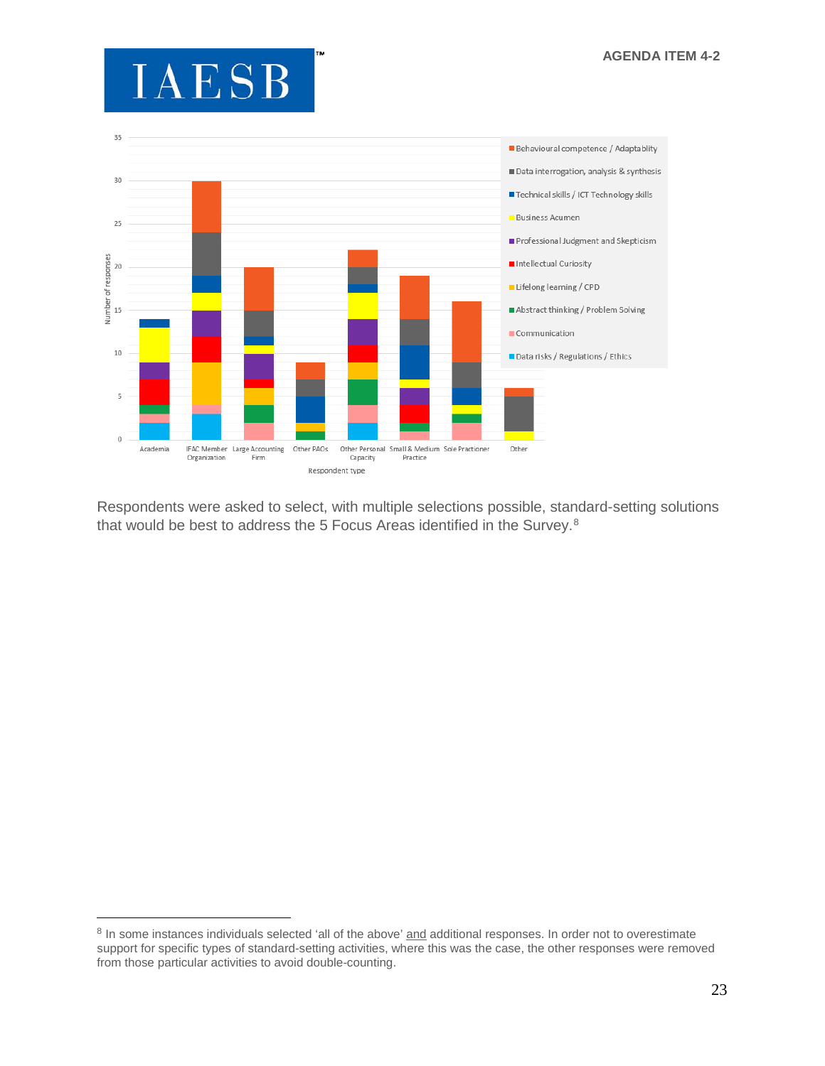Respondents were asked to select, with multiple selections possible, standard-setting solutions that would be best to address the 5 Focus Areas identified in the Survey.[8]

[8] In some instances individuals selected 'all of the above' and additional responses. In order not to overestimate support for specific types of standard-setting activities, where this was the case, the other responses were removed from those particular activities to avoid double-counting.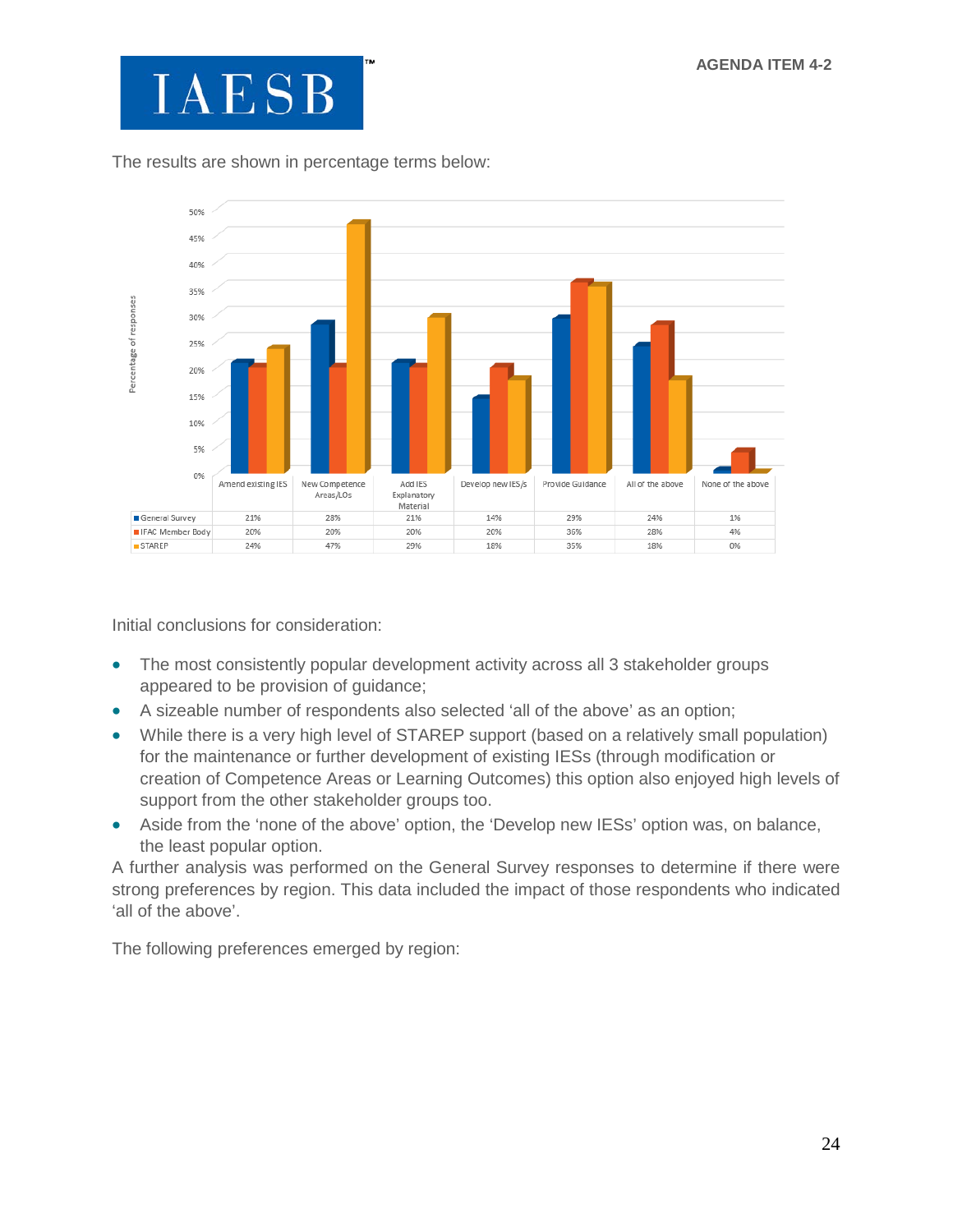The results are shown in percentage terms below:

| | Amend existing IES | New Competence Areas/LOs | Add IES Explanatory Material | Develop new IES/s | Provide Guidance | All of the above | None of the above |
|---|---|---|---|---|---|---|---|
| General Survey | 21% | 28% | 21% | 14% | 29% | 24% | 1% |
| IFAC Member Body | 20% | 20% | 20% | 20% | 36% | 28% | 4% |
| STAREP | 24% | 47% | 29% | 18% | 35% | 18% | 0% |

Initial conclusions for consideration:

- The most consistently popular development activity across all 3 stakeholder groups appeared to be provision of guidance;
- A sizeable number of respondents also selected 'all of the above' as an option;
- While there is a very high level of STAREP support (based on a relatively small population) for the maintenance or further development of existing IESs (through modification or creation of Competence Areas or Learning Outcomes) this option also enjoyed high levels of support from the other stakeholder groups too.
- Aside from the 'none of the above' option, the 'Develop new IESs' option was, on balance, the least popular option.

A further analysis was performed on the General Survey responses to determine if there were strong preferences by region. This data included the impact of those respondents who indicated 'all of the above'.

The following preferences emerged by region: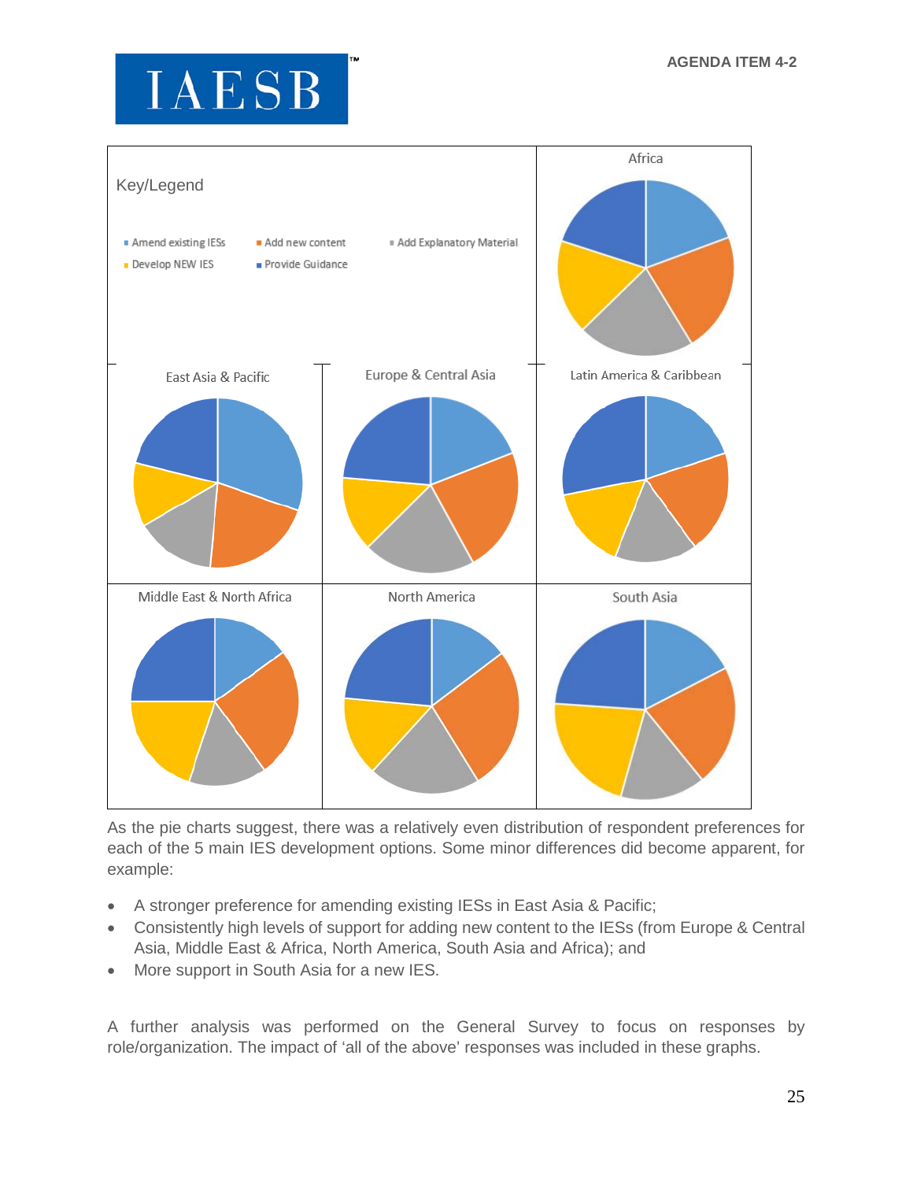Key/Legend

- Amend existing IESs
- Add new content
- Add Explanatory Material
- Develop NEW IES
- Provide Guidance

Africa

East Asia & Pacific

Europe & Central Asia

Latin America & Caribbean

Middle East & North Africa

North America

South Asia

As the pie charts suggest, there was a relatively even distribution of respondent preferences for each of the 5 main IES development options. Some minor differences did become apparent, for example:

- A stronger preference for amending existing IESs in East Asia & Pacific;
- Consistently high levels of support for adding new content to the IESs (from Europe & Central Asia, Middle East & Africa, North America, South Asia and Africa); and
- More support in South Asia for a new IES.

A further analysis was performed on the General Survey to focus on responses by role/organization. The impact of 'all of the above' responses was included in these graphs.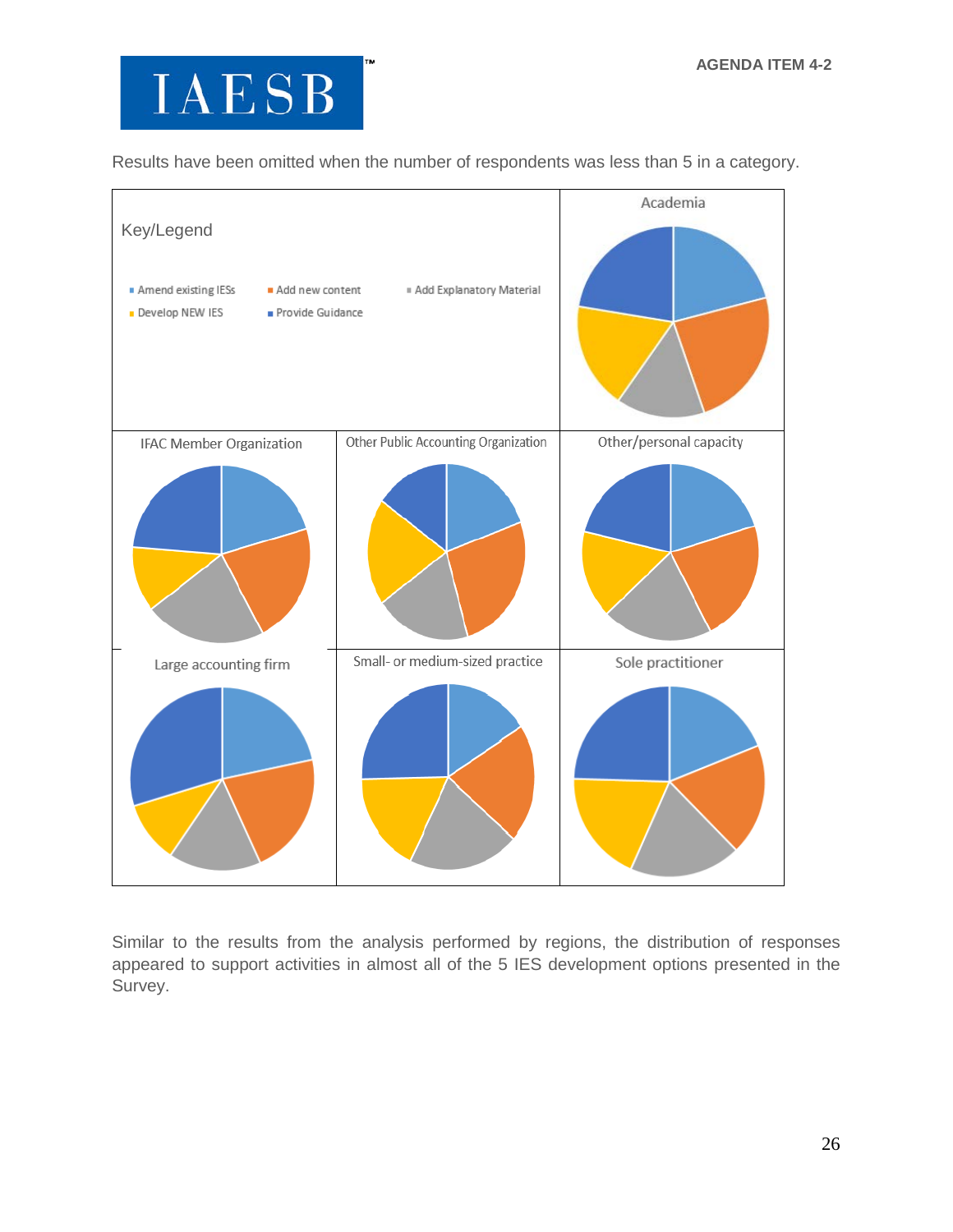Results have been omitted when the number of respondents was less than 5 in a category.

Key/Legend

- Amend existing IESs
- Add new content
- Add Explanatory Material
- Develop NEW IES
- Provide Guidance

Academia

IFAC Member Organization

Other Public Accounting Organization

Other/personal capacity

Large accounting firm

Small- or medium-sized practice

Sole practitioner

Similar to the results from the analysis performed by regions, the distribution of responses appeared to support activities in almost all of the 5 IES development options presented in the Survey.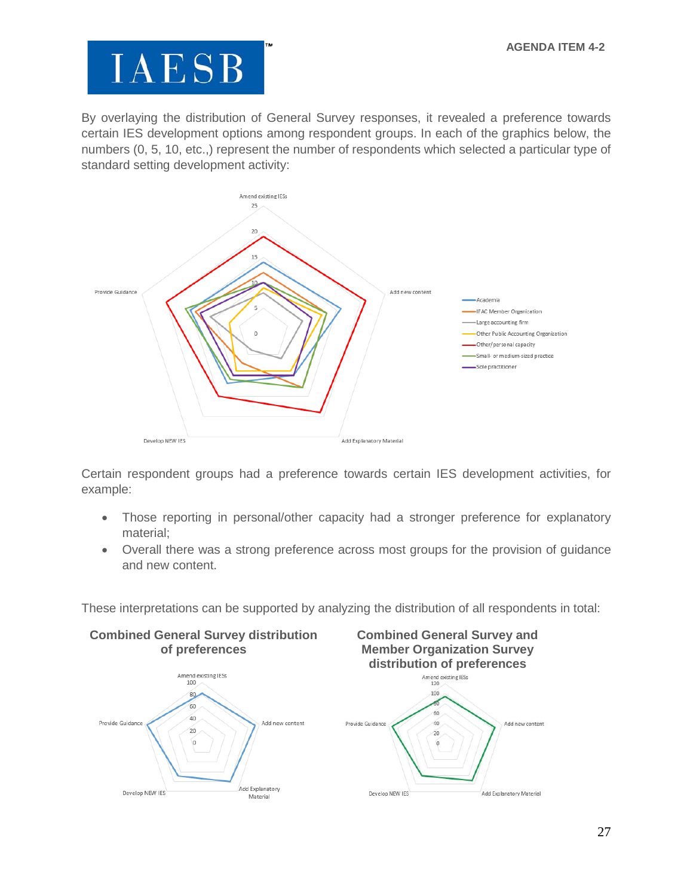By overlaying the distribution of General Survey responses, it revealed a preference towards certain IES development options among respondent groups. In each of the graphics below, the numbers (0, 5, 10, etc.,) represent the number of respondents which selected a particular type of standard setting development activity:

Certain respondent groups had a preference towards certain IES development activities, for example:

- Those reporting in personal/other capacity had a stronger preference for explanatory material;
- Overall there was a strong preference across most groups for the provision of guidance and new content.

These interpretations can be supported by analyzing the distribution of all respondents in total:

**Combined General Survey distribution of preferences**

**Combined General Survey and Member Organization Survey distribution of preferences**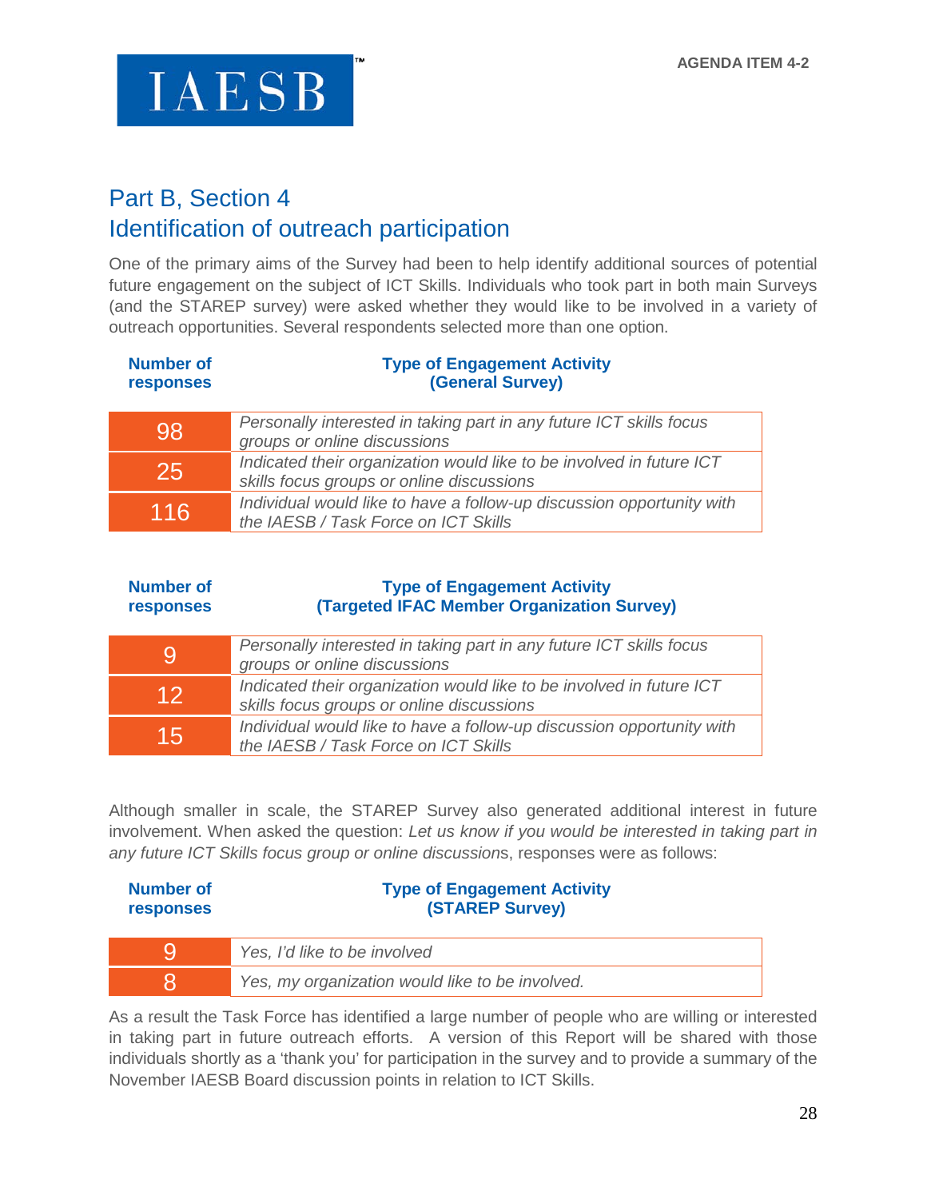## Part B, Section 4

## Identification of outreach participation

One of the primary aims of the Survey had been to help identify additional sources of potential future engagement on the subject of ICT Skills. Individuals who took part in both main Surveys (and the STAREP survey) were asked whether they would like to be involved in a variety of outreach opportunities. Several respondents selected more than one option.

| Number of responses | Type of Engagement Activity (General Survey) |
|---|---|
| 98 | *Personally interested in taking part in any future ICT skills focus groups or online discussions* |
| 25 | *Indicated their organization would like to be involved in future ICT skills focus groups or online discussions* |
| 116 | *Individual would like to have a follow-up discussion opportunity with the IAESB / Task Force on ICT Skills* |

| Number of responses | Type of Engagement Activity (Targeted IFAC Member Organization Survey) |
|---|---|
| 9 | *Personally interested in taking part in any future ICT skills focus groups or online discussions* |
| 12 | *Indicated their organization would like to be involved in future ICT skills focus groups or online discussions* |
| 15 | *Individual would like to have a follow-up discussion opportunity with the IAESB / Task Force on ICT Skills* |

Although smaller in scale, the STAREP Survey also generated additional interest in future involvement. When asked the question: *Let us know if you would be interested in taking part in any future ICT Skills focus group or online discussion*s, responses were as follows:

| Number of responses | Type of Engagement Activity (STAREP Survey) |
|---|---|
| 9 | *Yes, I'd like to be involved* |
| 8 | *Yes, my organization would like to be involved.* |

As a result the Task Force has identified a large number of people who are willing or interested in taking part in future outreach efforts. A version of this Report will be shared with those individuals shortly as a 'thank you' for participation in the survey and to provide a summary of the November IAESB Board discussion points in relation to ICT Skills.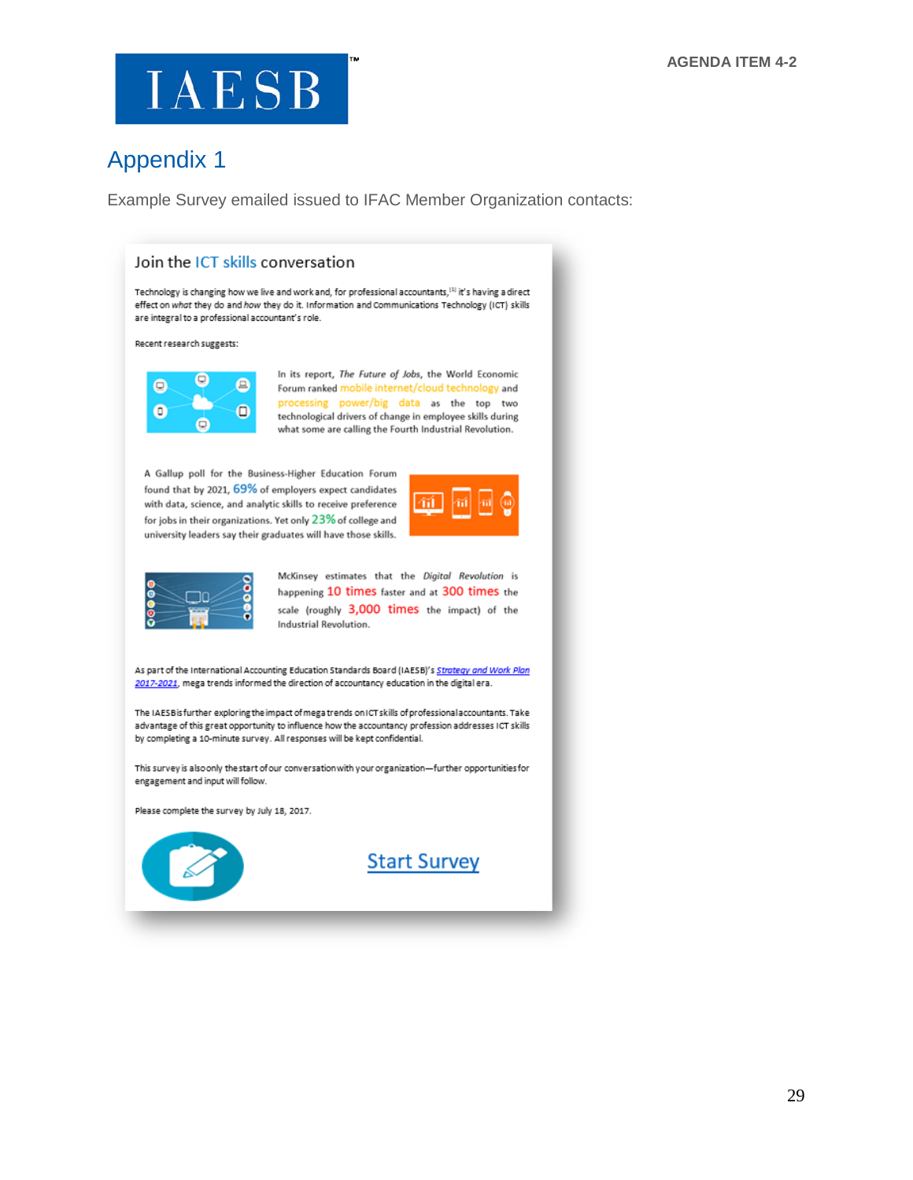# Appendix 1

Example Survey emailed issued to IFAC Member Organization contacts:

## Join the ICT skills conversation

Technology is changing how we live and work and, for professional accountants,[1] it's having a direct effect on *what* they do and *how* they do it. Information and Communications Technology (ICT) skills are integral to a professional accountant's role.

Recent research suggests:

In its report, *The Future of Jobs*, the World Economic Forum ranked mobile internet/cloud technology and processing power/big data as the top two technological drivers of change in employee skills during what some are calling the Fourth Industrial Revolution.

A Gallup poll for the Business-Higher Education Forum found that by 2021, 69% of employers expect candidates with data, science, and analytic skills to receive preference for jobs in their organizations. Yet only 23% of college and university leaders say their graduates will have those skills.

McKinsey estimates that the *Digital Revolution* is happening 10 times faster and at 300 times the scale (roughly 3,000 times the impact) of the Industrial Revolution.

As part of the International Accounting Education Standards Board (IAESB)'s *Strategy and Work Plan 2017-2021*, mega trends informed the direction of accountancy education in the digital era.

The IAESB is further exploring the impact of mega trends on ICT skills of professional accountants. Take advantage of this great opportunity to influence how the accountancy profession addresses ICT skills by completing a 10-minute survey. All responses will be kept confidential.

This survey is also only the start of our conversation with your organization—further opportunities for engagement and input will follow.

Please complete the survey by July 18, 2017.

Start Survey